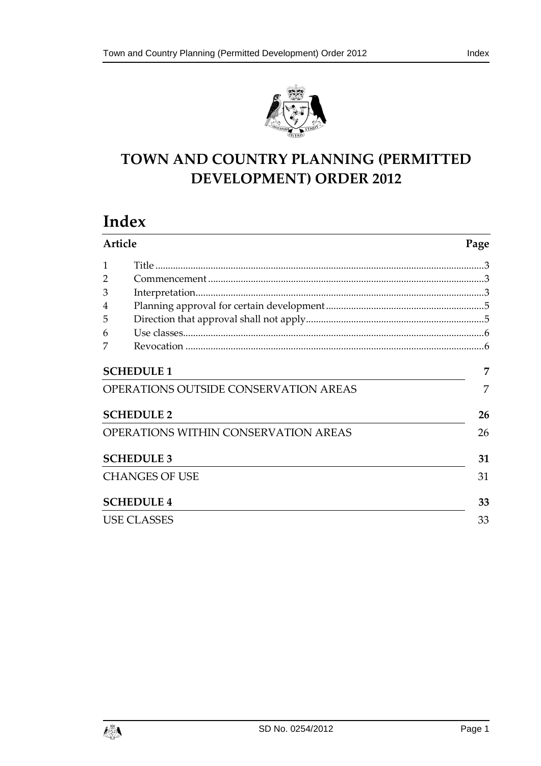# TOWN AND COUNTRY PLANNING (PERMITTED DEVELOPMENT) ORDER 2012

## Index

| Article | | Page |
|---|---|---|
| 1 | Title | 3 |
| 2 | Commencement | 3 |
| 3 | Interpretation | 3 |
| 4 | Planning approval for certain development | 5 |
| 5 | Direction that approval shall not apply | 5 |
| 6 | Use classes | 6 |
| 7 | Revocation | 6 |

| | |
|---|---|
| **SCHEDULE 1** | **7** |
| OPERATIONS OUTSIDE CONSERVATION AREAS | 7 |
| **SCHEDULE 2** | **26** |
| OPERATIONS WITHIN CONSERVATION AREAS | 26 |
| **SCHEDULE 3** | **31** |
| CHANGES OF USE | 31 |
| **SCHEDULE 4** | **33** |
| USE CLASSES | 33 |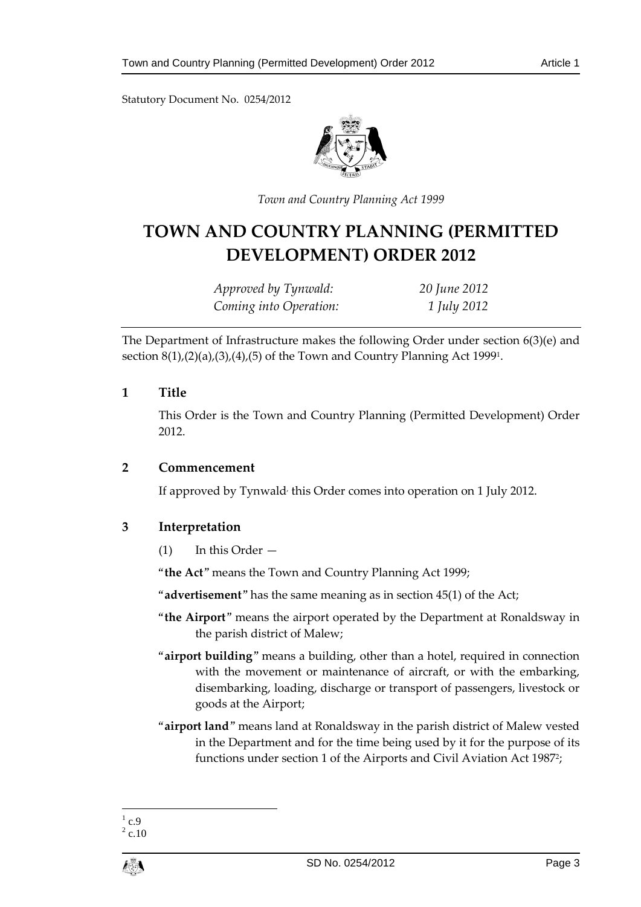Statutory Document No. 0254/2012

*Town and Country Planning Act 1999*

# TOWN AND COUNTRY PLANNING (PERMITTED DEVELOPMENT) ORDER 2012

| | |
|---|---|
| *Approved by Tynwald:* | *20 June 2012* |
| *Coming into Operation:* | *1 July 2012* |

The Department of Infrastructure makes the following Order under section 6(3)(e) and section 8(1),(2)(a),(3),(4),(5) of the Town and Country Planning Act 1999[1].

## 1 Title

This Order is the Town and Country Planning (Permitted Development) Order 2012.

## 2 Commencement

If approved by Tynwald, this Order comes into operation on 1 July 2012.

## 3 Interpretation

(1) In this Order —

"**the Act**" means the Town and Country Planning Act 1999;

"**advertisement**" has the same meaning as in section 45(1) of the Act;

"**the Airport**" means the airport operated by the Department at Ronaldsway in the parish district of Malew;

"**airport building**" means a building, other than a hotel, required in connection with the movement or maintenance of aircraft, or with the embarking, disembarking, loading, discharge or transport of passengers, livestock or goods at the Airport;

"**airport land**" means land at Ronaldsway in the parish district of Malew vested in the Department and for the time being used by it for the purpose of its functions under section 1 of the Airports and Civil Aviation Act 1987[2];

[1] c.9
[2] c.10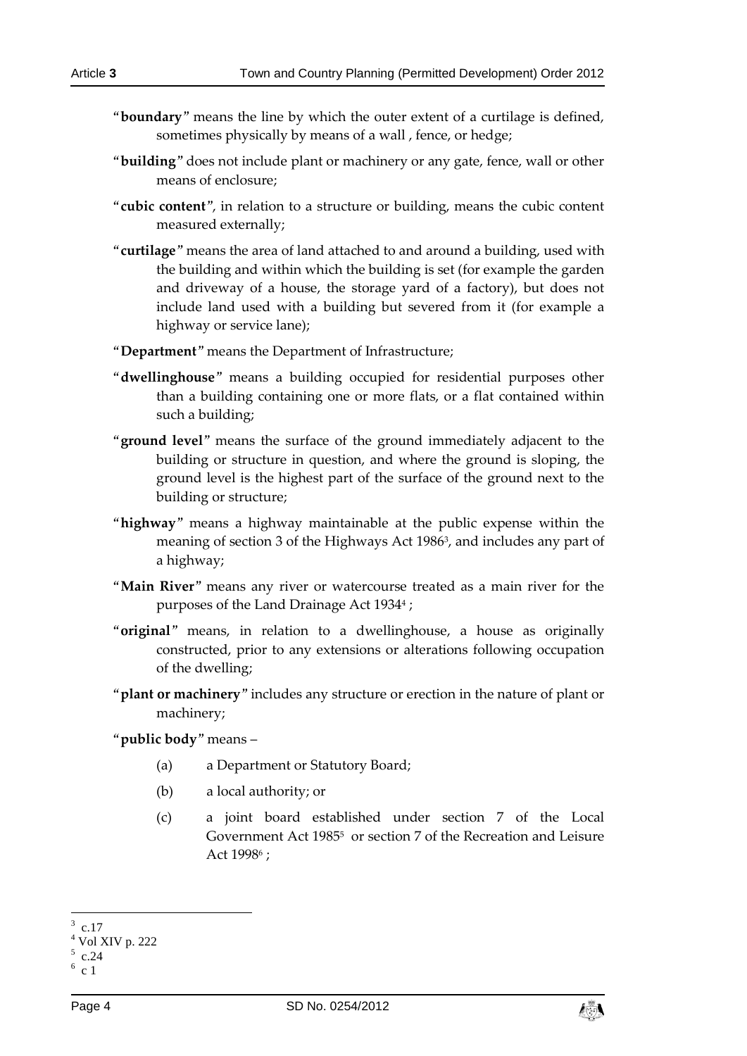"**boundary**" means the line by which the outer extent of a curtilage is defined, sometimes physically by means of a wall , fence, or hedge;

"**building**" does not include plant or machinery or any gate, fence, wall or other means of enclosure;

"**cubic content**", in relation to a structure or building, means the cubic content measured externally;

"**curtilage**" means the area of land attached to and around a building, used with the building and within which the building is set (for example the garden and driveway of a house, the storage yard of a factory), but does not include land used with a building but severed from it (for example a highway or service lane);

"**Department**" means the Department of Infrastructure;

"**dwellinghouse**" means a building occupied for residential purposes other than a building containing one or more flats, or a flat contained within such a building;

"**ground level**" means the surface of the ground immediately adjacent to the building or structure in question, and where the ground is sloping, the ground level is the highest part of the surface of the ground next to the building or structure;

"**highway**" means a highway maintainable at the public expense within the meaning of section 3 of the Highways Act 1986[3], and includes any part of a highway;

"**Main River**" means any river or watercourse treated as a main river for the purposes of the Land Drainage Act 1934[4] ;

"**original**" means, in relation to a dwellinghouse, a house as originally constructed, prior to any extensions or alterations following occupation of the dwelling;

"**plant or machinery**" includes any structure or erection in the nature of plant or machinery;

"**public body**" means –

(a) a Department or Statutory Board;

(b) a local authority; or

(c) a joint board established under section 7 of the Local Government Act 1985[5] or section 7 of the Recreation and Leisure Act 1998[6] ;

---

[3] c.17

[4] Vol XIV p. 222

[5] c.24

[6] c 1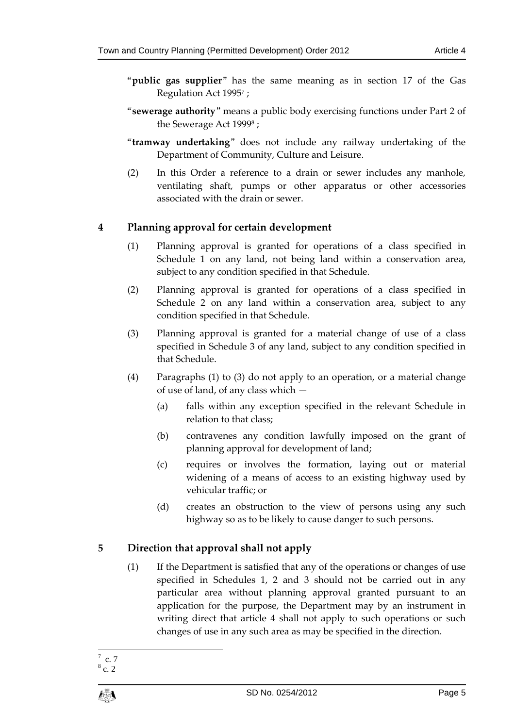"**public gas supplier**" has the same meaning as in section 17 of the Gas Regulation Act 1995[7] ;

"**sewerage authority**" means a public body exercising functions under Part 2 of the Sewerage Act 1999[8] ;

"**tramway undertaking**" does not include any railway undertaking of the Department of Community, Culture and Leisure.

(2) In this Order a reference to a drain or sewer includes any manhole, ventilating shaft, pumps or other apparatus or other accessories associated with the drain or sewer.

## 4 Planning approval for certain development

(1) Planning approval is granted for operations of a class specified in Schedule 1 on any land, not being land within a conservation area, subject to any condition specified in that Schedule.

(2) Planning approval is granted for operations of a class specified in Schedule 2 on any land within a conservation area, subject to any condition specified in that Schedule.

(3) Planning approval is granted for a material change of use of a class specified in Schedule 3 of any land, subject to any condition specified in that Schedule.

(4) Paragraphs (1) to (3) do not apply to an operation, or a material change of use of land, of any class which —

(a) falls within any exception specified in the relevant Schedule in relation to that class;

(b) contravenes any condition lawfully imposed on the grant of planning approval for development of land;

(c) requires or involves the formation, laying out or material widening of a means of access to an existing highway used by vehicular traffic; or

(d) creates an obstruction to the view of persons using any such highway so as to be likely to cause danger to such persons.

## 5 Direction that approval shall not apply

(1) If the Department is satisfied that any of the operations or changes of use specified in Schedules 1, 2 and 3 should not be carried out in any particular area without planning approval granted pursuant to an application for the purpose, the Department may by an instrument in writing direct that article 4 shall not apply to such operations or such changes of use in any such area as may be specified in the direction.

---

[7] c. 7

[8] c. 2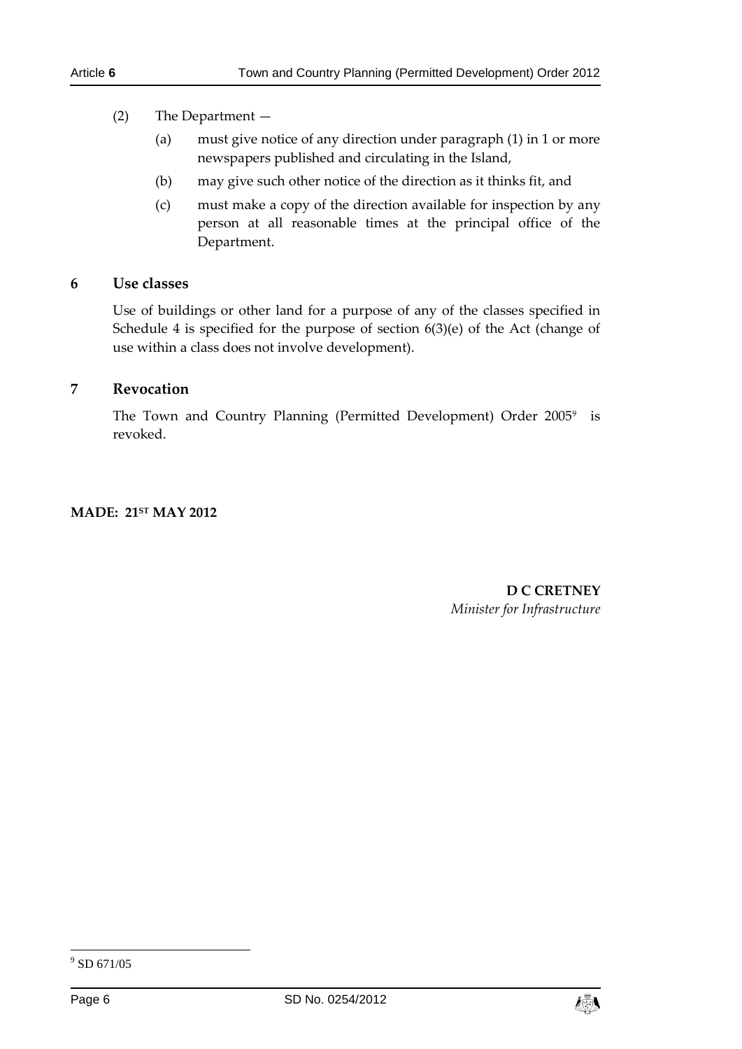(2) The Department —

(a) must give notice of any direction under paragraph (1) in 1 or more newspapers published and circulating in the Island,

(b) may give such other notice of the direction as it thinks fit, and

(c) must make a copy of the direction available for inspection by any person at all reasonable times at the principal office of the Department.

## 6 Use classes

Use of buildings or other land for a purpose of any of the classes specified in Schedule 4 is specified for the purpose of section 6(3)(e) of the Act (change of use within a class does not involve development).

## 7 Revocation

The Town and Country Planning (Permitted Development) Order 2005[9] is revoked.

**MADE: 21ST MAY 2012**

**D C CRETNEY**
*Minister for Infrastructure*

[9] SD 671/05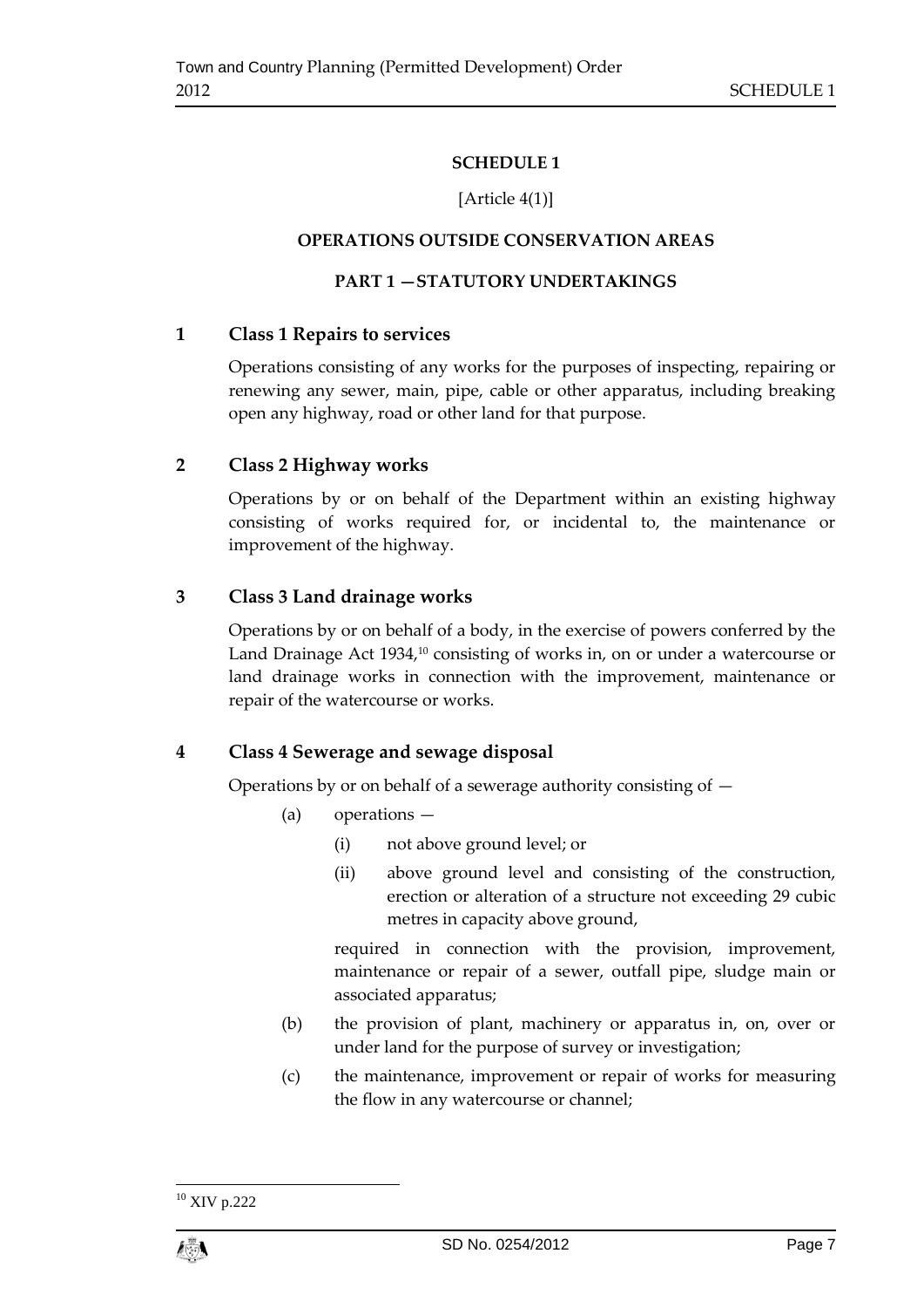# SCHEDULE 1

[Article 4(1)]

## OPERATIONS OUTSIDE CONSERVATION AREAS

## PART 1 — STATUTORY UNDERTAKINGS

### 1 Class 1 Repairs to services

Operations consisting of any works for the purposes of inspecting, repairing or renewing any sewer, main, pipe, cable or other apparatus, including breaking open any highway, road or other land for that purpose.

### 2 Class 2 Highway works

Operations by or on behalf of the Department within an existing highway consisting of works required for, or incidental to, the maintenance or improvement of the highway.

### 3 Class 3 Land drainage works

Operations by or on behalf of a body, in the exercise of powers conferred by the Land Drainage Act 1934,[10] consisting of works in, on or under a watercourse or land drainage works in connection with the improvement, maintenance or repair of the watercourse or works.

### 4 Class 4 Sewerage and sewage disposal

Operations by or on behalf of a sewerage authority consisting of —

(a) operations —

(i) not above ground level; or

(ii) above ground level and consisting of the construction, erection or alteration of a structure not exceeding 29 cubic metres in capacity above ground,

required in connection with the provision, improvement, maintenance or repair of a sewer, outfall pipe, sludge main or associated apparatus;

(b) the provision of plant, machinery or apparatus in, on, over or under land for the purpose of survey or investigation;

(c) the maintenance, improvement or repair of works for measuring the flow in any watercourse or channel;

---

[10] XIV p.222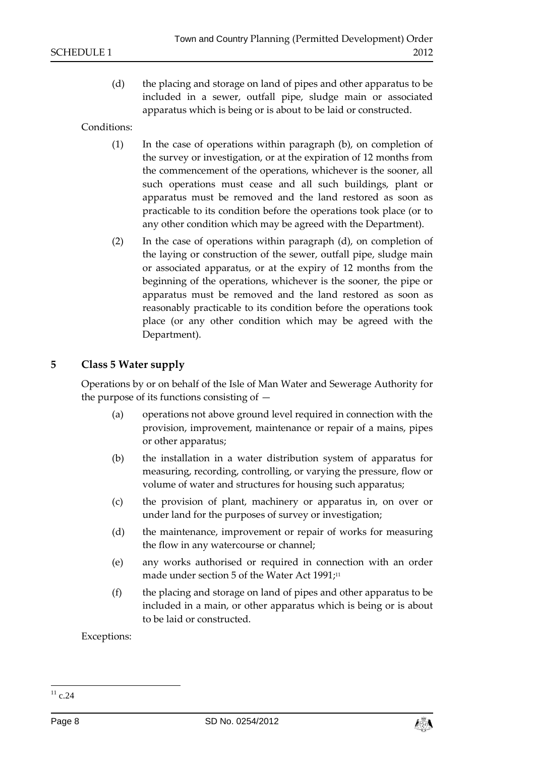(d) the placing and storage on land of pipes and other apparatus to be included in a sewer, outfall pipe, sludge main or associated apparatus which is being or is about to be laid or constructed.

Conditions:

(1) In the case of operations within paragraph (b), on completion of the survey or investigation, or at the expiration of 12 months from the commencement of the operations, whichever is the sooner, all such operations must cease and all such buildings, plant or apparatus must be removed and the land restored as soon as practicable to its condition before the operations took place (or to any other condition which may be agreed with the Department).

(2) In the case of operations within paragraph (d), on completion of the laying or construction of the sewer, outfall pipe, sludge main or associated apparatus, or at the expiry of 12 months from the beginning of the operations, whichever is the sooner, the pipe or apparatus must be removed and the land restored as soon as reasonably practicable to its condition before the operations took place (or any other condition which may be agreed with the Department).

## 5 Class 5 Water supply

Operations by or on behalf of the Isle of Man Water and Sewerage Authority for the purpose of its functions consisting of —

(a) operations not above ground level required in connection with the provision, improvement, maintenance or repair of a mains, pipes or other apparatus;

(b) the installation in a water distribution system of apparatus for measuring, recording, controlling, or varying the pressure, flow or volume of water and structures for housing such apparatus;

(c) the provision of plant, machinery or apparatus in, on over or under land for the purposes of survey or investigation;

(d) the maintenance, improvement or repair of works for measuring the flow in any watercourse or channel;

(e) any works authorised or required in connection with an order made under section 5 of the Water Act 1991;[11]

(f) the placing and storage on land of pipes and other apparatus to be included in a main, or other apparatus which is being or is about to be laid or constructed.

Exceptions:

[11] c.24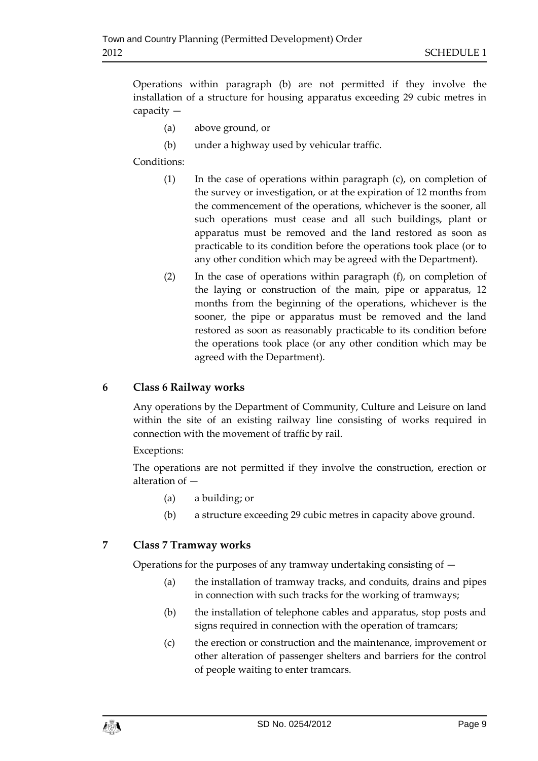Operations within paragraph (b) are not permitted if they involve the installation of a structure for housing apparatus exceeding 29 cubic metres in capacity —

(a) above ground, or

(b) under a highway used by vehicular traffic.

Conditions:

(1) In the case of operations within paragraph (c), on completion of the survey or investigation, or at the expiration of 12 months from the commencement of the operations, whichever is the sooner, all such operations must cease and all such buildings, plant or apparatus must be removed and the land restored as soon as practicable to its condition before the operations took place (or to any other condition which may be agreed with the Department).

(2) In the case of operations within paragraph (f), on completion of the laying or construction of the main, pipe or apparatus, 12 months from the beginning of the operations, whichever is the sooner, the pipe or apparatus must be removed and the land restored as soon as reasonably practicable to its condition before the operations took place (or any other condition which may be agreed with the Department).

## 6 Class 6 Railway works

Any operations by the Department of Community, Culture and Leisure on land within the site of an existing railway line consisting of works required in connection with the movement of traffic by rail.

Exceptions:

The operations are not permitted if they involve the construction, erection or alteration of —

(a) a building; or

(b) a structure exceeding 29 cubic metres in capacity above ground.

## 7 Class 7 Tramway works

Operations for the purposes of any tramway undertaking consisting of —

(a) the installation of tramway tracks, and conduits, drains and pipes in connection with such tracks for the working of tramways;

(b) the installation of telephone cables and apparatus, stop posts and signs required in connection with the operation of tramcars;

(c) the erection or construction and the maintenance, improvement or other alteration of passenger shelters and barriers for the control of people waiting to enter tramcars.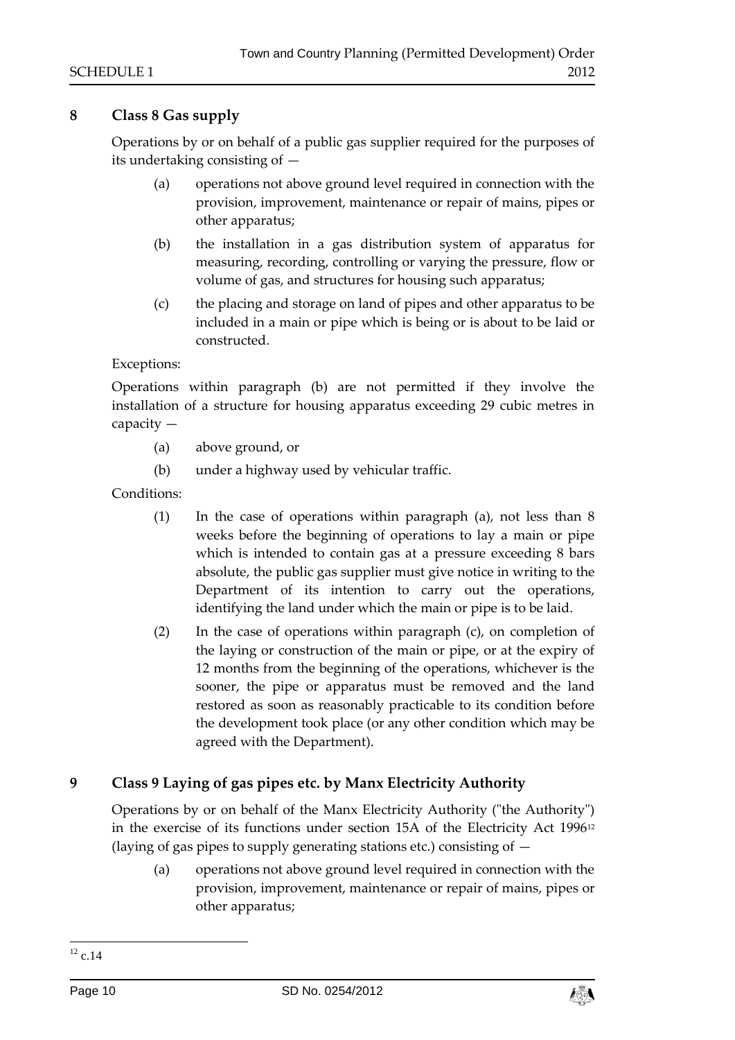## 8 Class 8 Gas supply

Operations by or on behalf of a public gas supplier required for the purposes of its undertaking consisting of —

(a) operations not above ground level required in connection with the provision, improvement, maintenance or repair of mains, pipes or other apparatus;

(b) the installation in a gas distribution system of apparatus for measuring, recording, controlling or varying the pressure, flow or volume of gas, and structures for housing such apparatus;

(c) the placing and storage on land of pipes and other apparatus to be included in a main or pipe which is being or is about to be laid or constructed.

Exceptions:

Operations within paragraph (b) are not permitted if they involve the installation of a structure for housing apparatus exceeding 29 cubic metres in capacity —

(a) above ground, or

(b) under a highway used by vehicular traffic.

Conditions:

(1) In the case of operations within paragraph (a), not less than 8 weeks before the beginning of operations to lay a main or pipe which is intended to contain gas at a pressure exceeding 8 bars absolute, the public gas supplier must give notice in writing to the Department of its intention to carry out the operations, identifying the land under which the main or pipe is to be laid.

(2) In the case of operations within paragraph (c), on completion of the laying or construction of the main or pipe, or at the expiry of 12 months from the beginning of the operations, whichever is the sooner, the pipe or apparatus must be removed and the land restored as soon as reasonably practicable to its condition before the development took place (or any other condition which may be agreed with the Department).

## 9 Class 9 Laying of gas pipes etc. by Manx Electricity Authority

Operations by or on behalf of the Manx Electricity Authority ("the Authority") in the exercise of its functions under section 15A of the Electricity Act 1996[12] (laying of gas pipes to supply generating stations etc.) consisting of —

(a) operations not above ground level required in connection with the provision, improvement, maintenance or repair of mains, pipes or other apparatus;

---

[12] c.14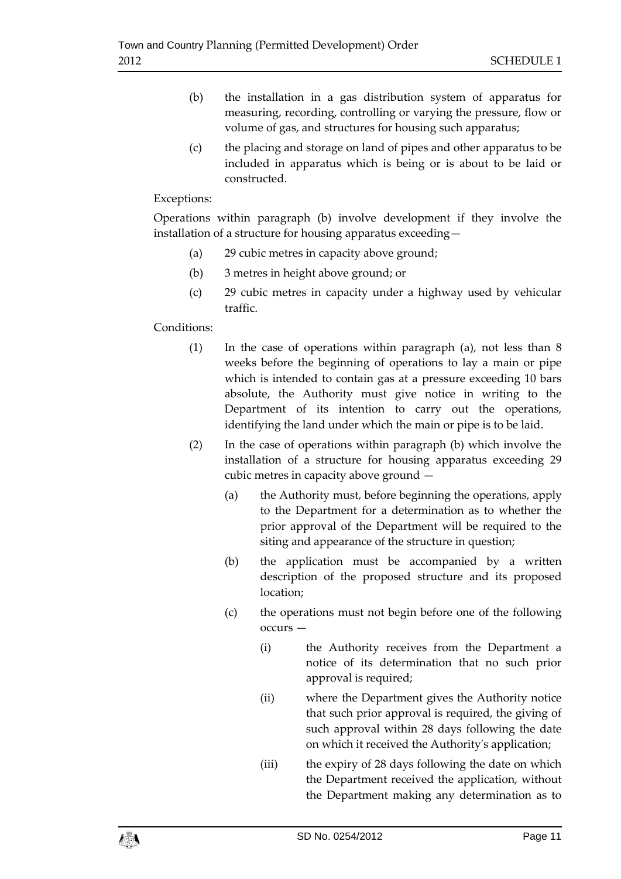(b) the installation in a gas distribution system of apparatus for measuring, recording, controlling or varying the pressure, flow or volume of gas, and structures for housing such apparatus;

(c) the placing and storage on land of pipes and other apparatus to be included in apparatus which is being or is about to be laid or constructed.

Exceptions:

Operations within paragraph (b) involve development if they involve the installation of a structure for housing apparatus exceeding—

(a) 29 cubic metres in capacity above ground;

(b) 3 metres in height above ground; or

(c) 29 cubic metres in capacity under a highway used by vehicular traffic.

Conditions:

(1) In the case of operations within paragraph (a), not less than 8 weeks before the beginning of operations to lay a main or pipe which is intended to contain gas at a pressure exceeding 10 bars absolute, the Authority must give notice in writing to the Department of its intention to carry out the operations, identifying the land under which the main or pipe is to be laid.

(2) In the case of operations within paragraph (b) which involve the installation of a structure for housing apparatus exceeding 29 cubic metres in capacity above ground —

(a) the Authority must, before beginning the operations, apply to the Department for a determination as to whether the prior approval of the Department will be required to the siting and appearance of the structure in question;

(b) the application must be accompanied by a written description of the proposed structure and its proposed location;

(c) the operations must not begin before one of the following occurs —

(i) the Authority receives from the Department a notice of its determination that no such prior approval is required;

(ii) where the Department gives the Authority notice that such prior approval is required, the giving of such approval within 28 days following the date on which it received the Authority's application;

(iii) the expiry of 28 days following the date on which the Department received the application, without the Department making any determination as to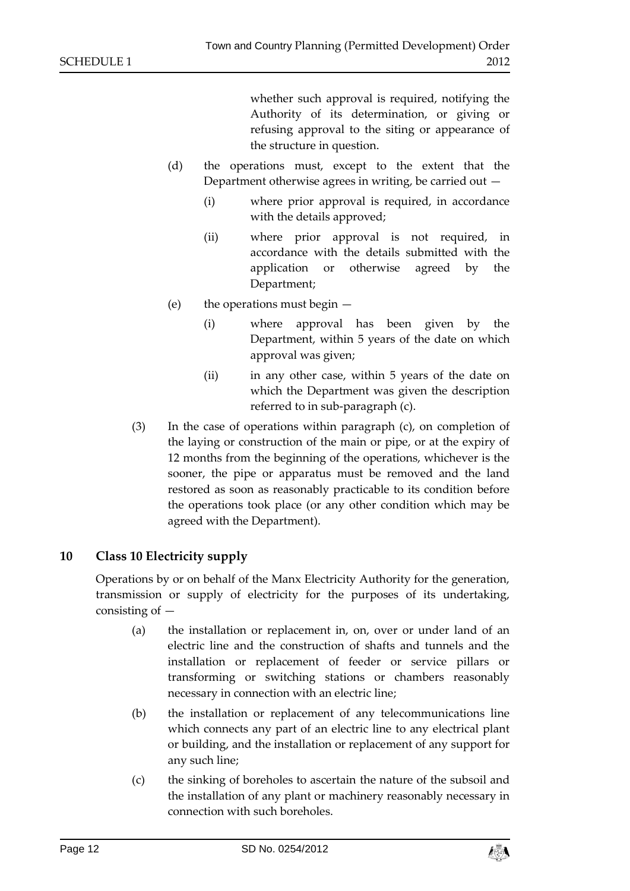whether such approval is required, notifying the Authority of its determination, or giving or refusing approval to the siting or appearance of the structure in question.

(d) the operations must, except to the extent that the Department otherwise agrees in writing, be carried out —

(i) where prior approval is required, in accordance with the details approved;

(ii) where prior approval is not required, in accordance with the details submitted with the application or otherwise agreed by the Department;

(e) the operations must begin —

(i) where approval has been given by the Department, within 5 years of the date on which approval was given;

(ii) in any other case, within 5 years of the date on which the Department was given the description referred to in sub-paragraph (c).

(3) In the case of operations within paragraph (c), on completion of the laying or construction of the main or pipe, or at the expiry of 12 months from the beginning of the operations, whichever is the sooner, the pipe or apparatus must be removed and the land restored as soon as reasonably practicable to its condition before the operations took place (or any other condition which may be agreed with the Department).

## 10 Class 10 Electricity supply

Operations by or on behalf of the Manx Electricity Authority for the generation, transmission or supply of electricity for the purposes of its undertaking, consisting of —

(a) the installation or replacement in, on, over or under land of an electric line and the construction of shafts and tunnels and the installation or replacement of feeder or service pillars or transforming or switching stations or chambers reasonably necessary in connection with an electric line;

(b) the installation or replacement of any telecommunications line which connects any part of an electric line to any electrical plant or building, and the installation or replacement of any support for any such line;

(c) the sinking of boreholes to ascertain the nature of the subsoil and the installation of any plant or machinery reasonably necessary in connection with such boreholes.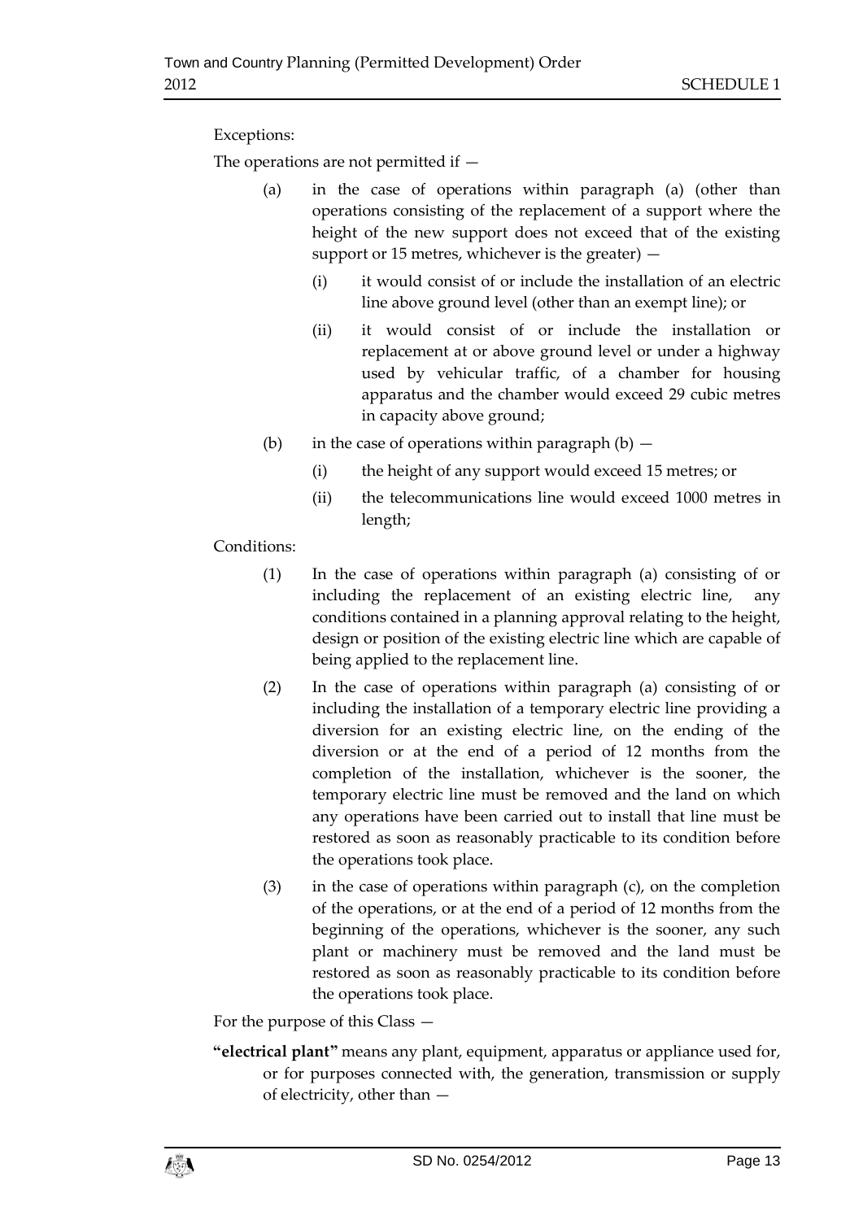Exceptions:

The operations are not permitted if —

(a) in the case of operations within paragraph (a) (other than operations consisting of the replacement of a support where the height of the new support does not exceed that of the existing support or 15 metres, whichever is the greater) —

  (i) it would consist of or include the installation of an electric line above ground level (other than an exempt line); or

  (ii) it would consist of or include the installation or replacement at or above ground level or under a highway used by vehicular traffic, of a chamber for housing apparatus and the chamber would exceed 29 cubic metres in capacity above ground;

(b) in the case of operations within paragraph (b) —

  (i) the height of any support would exceed 15 metres; or

  (ii) the telecommunications line would exceed 1000 metres in length;

Conditions:

(1) In the case of operations within paragraph (a) consisting of or including the replacement of an existing electric line, any conditions contained in a planning approval relating to the height, design or position of the existing electric line which are capable of being applied to the replacement line.

(2) In the case of operations within paragraph (a) consisting of or including the installation of a temporary electric line providing a diversion for an existing electric line, on the ending of the diversion or at the end of a period of 12 months from the completion of the installation, whichever is the sooner, the temporary electric line must be removed and the land on which any operations have been carried out to install that line must be restored as soon as reasonably practicable to its condition before the operations took place.

(3) in the case of operations within paragraph (c), on the completion of the operations, or at the end of a period of 12 months from the beginning of the operations, whichever is the sooner, any such plant or machinery must be removed and the land must be restored as soon as reasonably practicable to its condition before the operations took place.

For the purpose of this Class —

**"electrical plant"** means any plant, equipment, apparatus or appliance used for, or for purposes connected with, the generation, transmission or supply of electricity, other than —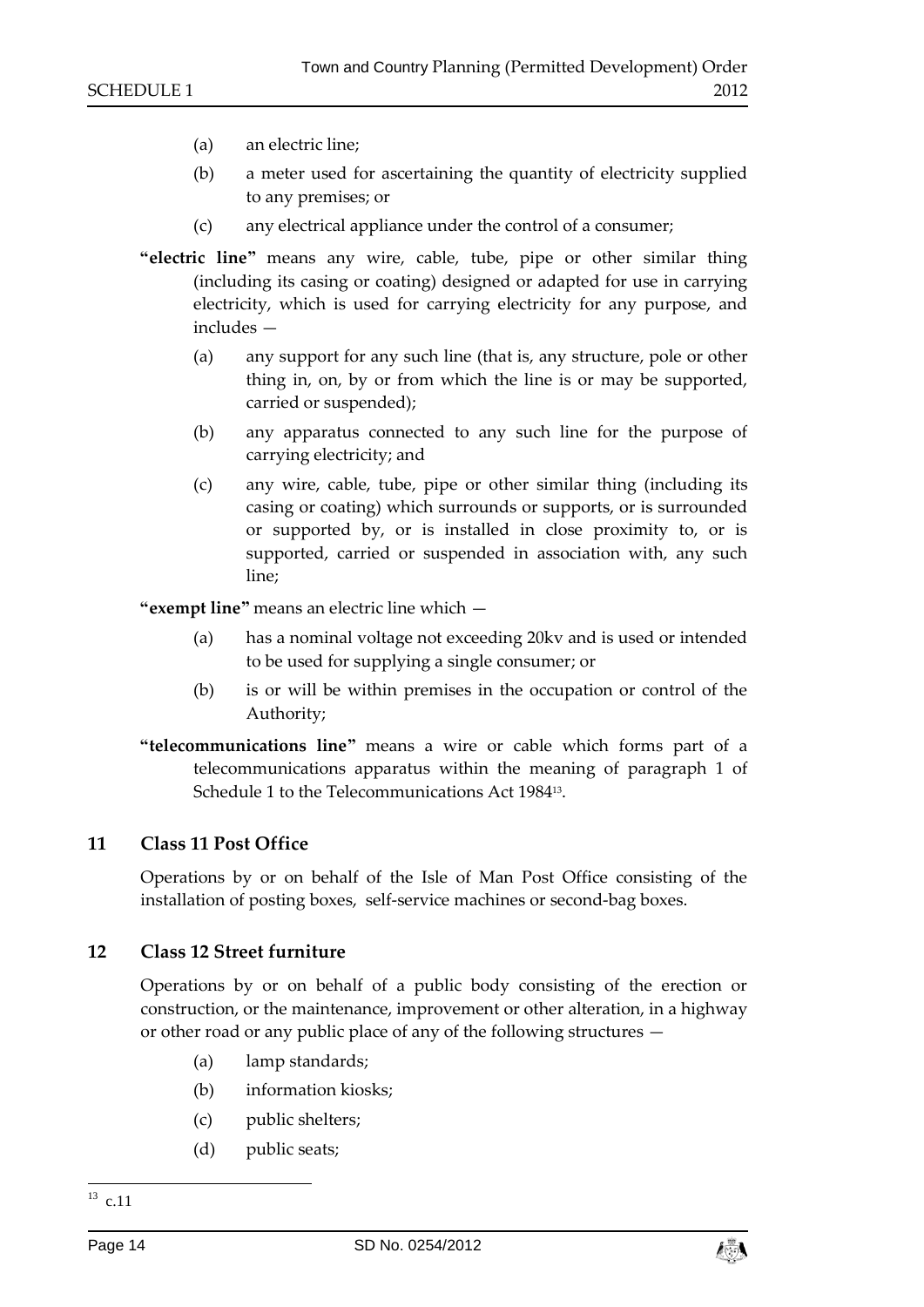(a) an electric line;

(b) a meter used for ascertaining the quantity of electricity supplied to any premises; or

(c) any electrical appliance under the control of a consumer;

**"electric line"** means any wire, cable, tube, pipe or other similar thing (including its casing or coating) designed or adapted for use in carrying electricity, which is used for carrying electricity for any purpose, and includes —

(a) any support for any such line (that is, any structure, pole or other thing in, on, by or from which the line is or may be supported, carried or suspended);

(b) any apparatus connected to any such line for the purpose of carrying electricity; and

(c) any wire, cable, tube, pipe or other similar thing (including its casing or coating) which surrounds or supports, or is surrounded or supported by, or is installed in close proximity to, or is supported, carried or suspended in association with, any such line;

**"exempt line"** means an electric line which —

(a) has a nominal voltage not exceeding 20kv and is used or intended to be used for supplying a single consumer; or

(b) is or will be within premises in the occupation or control of the Authority;

**"telecommunications line"** means a wire or cable which forms part of a telecommunications apparatus within the meaning of paragraph 1 of Schedule 1 to the Telecommunications Act 1984[13].

## 11 Class 11 Post Office

Operations by or on behalf of the Isle of Man Post Office consisting of the installation of posting boxes, self-service machines or second-bag boxes.

## 12 Class 12 Street furniture

Operations by or on behalf of a public body consisting of the erection or construction, or the maintenance, improvement or other alteration, in a highway or other road or any public place of any of the following structures —

(a) lamp standards;

(b) information kiosks;

(c) public shelters;

(d) public seats;

[13] c.11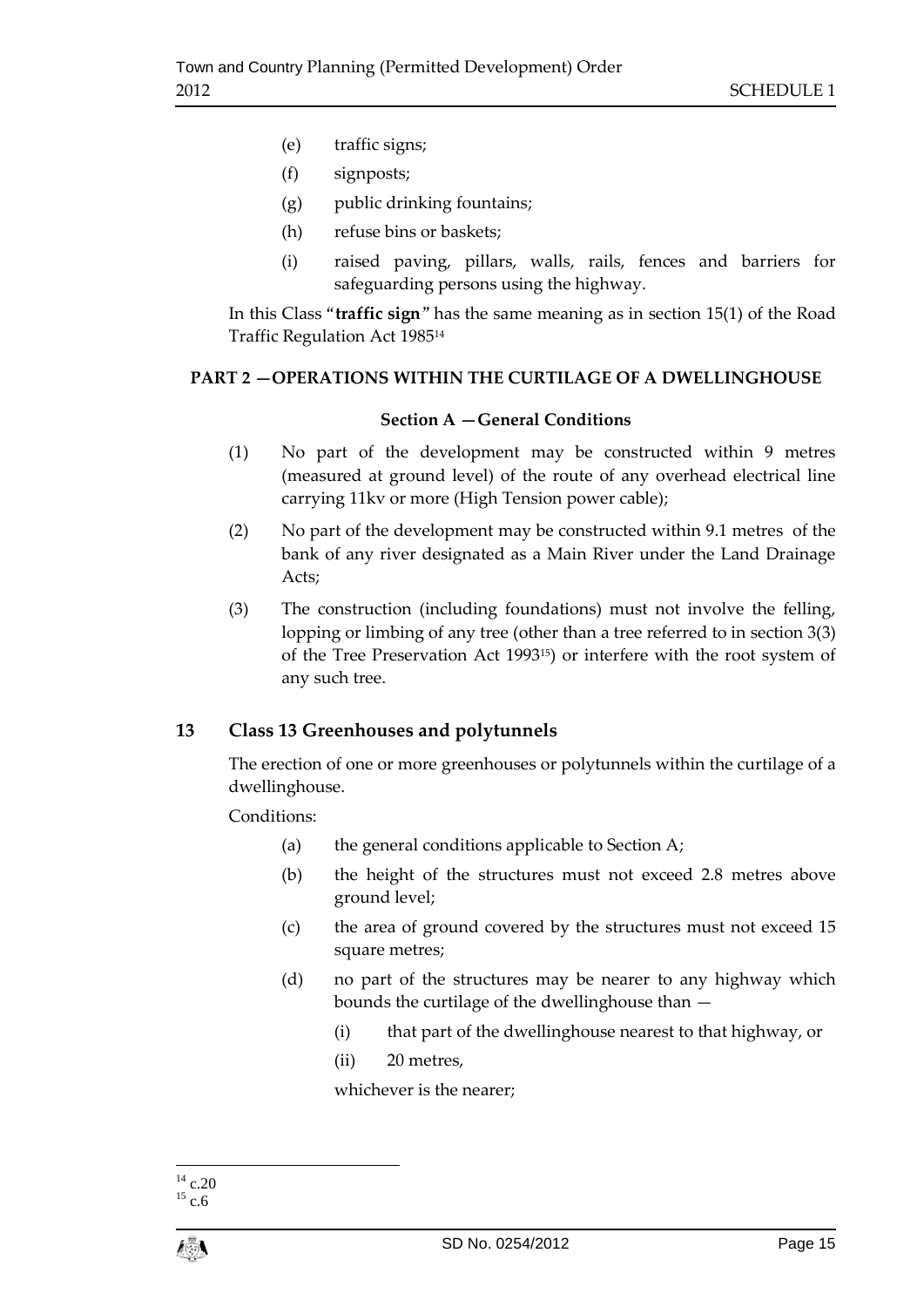(e) traffic signs;

(f) signposts;

(g) public drinking fountains;

(h) refuse bins or baskets;

(i) raised paving, pillars, walls, rails, fences and barriers for safeguarding persons using the highway.

In this Class "**traffic sign**" has the same meaning as in section 15(1) of the Road Traffic Regulation Act 1985[14]

## PART 2 —OPERATIONS WITHIN THE CURTILAGE OF A DWELLINGHOUSE

### Section A —General Conditions

(1) No part of the development may be constructed within 9 metres (measured at ground level) of the route of any overhead electrical line carrying 11kv or more (High Tension power cable);

(2) No part of the development may be constructed within 9.1 metres of the bank of any river designated as a Main River under the Land Drainage Acts;

(3) The construction (including foundations) must not involve the felling, lopping or limbing of any tree (other than a tree referred to in section 3(3) of the Tree Preservation Act 1993[15]) or interfere with the root system of any such tree.

## 13 Class 13 Greenhouses and polytunnels

The erection of one or more greenhouses or polytunnels within the curtilage of a dwellinghouse.

Conditions:

(a) the general conditions applicable to Section A;

(b) the height of the structures must not exceed 2.8 metres above ground level;

(c) the area of ground covered by the structures must not exceed 15 square metres;

(d) no part of the structures may be nearer to any highway which bounds the curtilage of the dwellinghouse than —

(i) that part of the dwellinghouse nearest to that highway, or

(ii) 20 metres,

whichever is the nearer;

[14] c.20

[15] c.6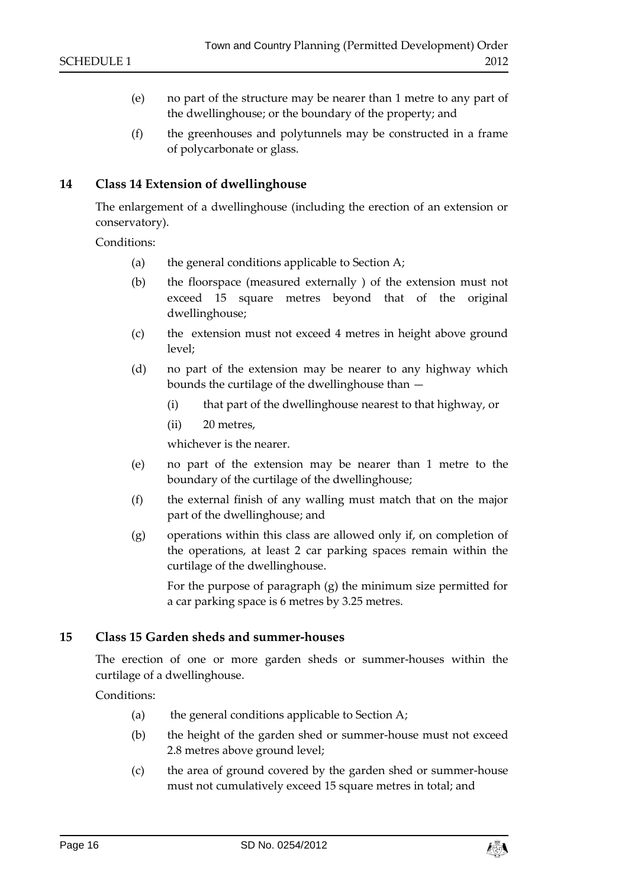(e) no part of the structure may be nearer than 1 metre to any part of the dwellinghouse; or the boundary of the property; and

(f) the greenhouses and polytunnels may be constructed in a frame of polycarbonate or glass.

## 14 Class 14 Extension of dwellinghouse

The enlargement of a dwellinghouse (including the erection of an extension or conservatory).

Conditions:

(a) the general conditions applicable to Section A;

(b) the floorspace (measured externally ) of the extension must not exceed 15 square metres beyond that of the original dwellinghouse;

(c) the extension must not exceed 4 metres in height above ground level;

(d) no part of the extension may be nearer to any highway which bounds the curtilage of the dwellinghouse than —

(i) that part of the dwellinghouse nearest to that highway, or

(ii) 20 metres,

whichever is the nearer.

(e) no part of the extension may be nearer than 1 metre to the boundary of the curtilage of the dwellinghouse;

(f) the external finish of any walling must match that on the major part of the dwellinghouse; and

(g) operations within this class are allowed only if, on completion of the operations, at least 2 car parking spaces remain within the curtilage of the dwellinghouse.

For the purpose of paragraph (g) the minimum size permitted for a car parking space is 6 metres by 3.25 metres.

## 15 Class 15 Garden sheds and summer-houses

The erection of one or more garden sheds or summer-houses within the curtilage of a dwellinghouse.

Conditions:

(a) the general conditions applicable to Section A;

(b) the height of the garden shed or summer-house must not exceed 2.8 metres above ground level;

(c) the area of ground covered by the garden shed or summer-house must not cumulatively exceed 15 square metres in total; and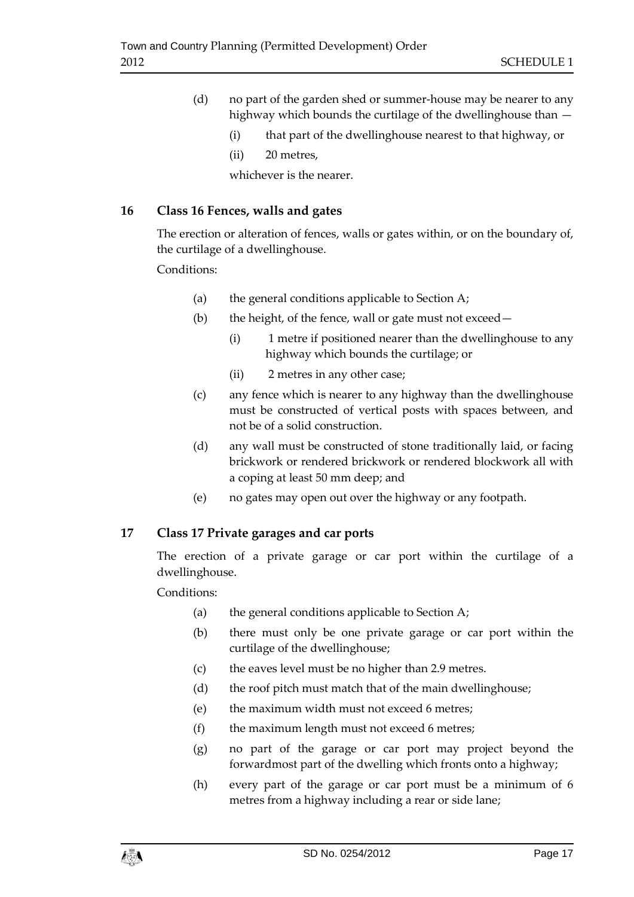(d) no part of the garden shed or summer-house may be nearer to any highway which bounds the curtilage of the dwellinghouse than —

  (i) that part of the dwellinghouse nearest to that highway, or

  (ii) 20 metres,

  whichever is the nearer.

## 16 Class 16 Fences, walls and gates

The erection or alteration of fences, walls or gates within, or on the boundary of, the curtilage of a dwellinghouse.

Conditions:

(a) the general conditions applicable to Section A;

(b) the height, of the fence, wall or gate must not exceed—

  (i) 1 metre if positioned nearer than the dwellinghouse to any highway which bounds the curtilage; or

  (ii) 2 metres in any other case;

(c) any fence which is nearer to any highway than the dwellinghouse must be constructed of vertical posts with spaces between, and not be of a solid construction.

(d) any wall must be constructed of stone traditionally laid, or facing brickwork or rendered brickwork or rendered blockwork all with a coping at least 50 mm deep; and

(e) no gates may open out over the highway or any footpath.

## 17 Class 17 Private garages and car ports

The erection of a private garage or car port within the curtilage of a dwellinghouse.

Conditions:

(a) the general conditions applicable to Section A;

(b) there must only be one private garage or car port within the curtilage of the dwellinghouse;

(c) the eaves level must be no higher than 2.9 metres.

(d) the roof pitch must match that of the main dwellinghouse;

(e) the maximum width must not exceed 6 metres;

(f) the maximum length must not exceed 6 metres;

(g) no part of the garage or car port may project beyond the forwardmost part of the dwelling which fronts onto a highway;

(h) every part of the garage or car port must be a minimum of 6 metres from a highway including a rear or side lane;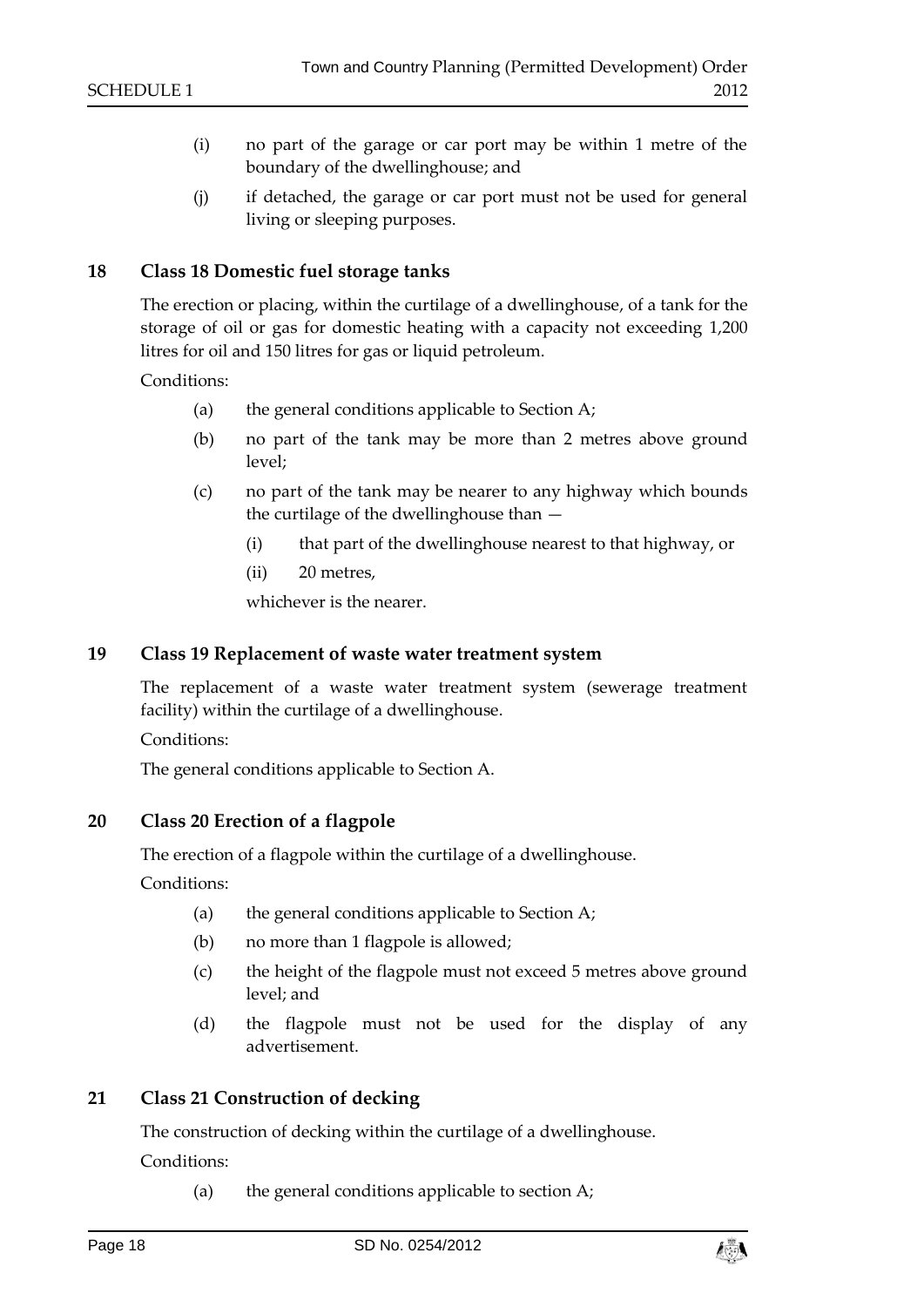(i) no part of the garage or car port may be within 1 metre of the boundary of the dwellinghouse; and

(j) if detached, the garage or car port must not be used for general living or sleeping purposes.

## 18 Class 18 Domestic fuel storage tanks

The erection or placing, within the curtilage of a dwellinghouse, of a tank for the storage of oil or gas for domestic heating with a capacity not exceeding 1,200 litres for oil and 150 litres for gas or liquid petroleum.

Conditions:

(a) the general conditions applicable to Section A;

(b) no part of the tank may be more than 2 metres above ground level;

(c) no part of the tank may be nearer to any highway which bounds the curtilage of the dwellinghouse than —

(i) that part of the dwellinghouse nearest to that highway, or

(ii) 20 metres,

whichever is the nearer.

## 19 Class 19 Replacement of waste water treatment system

The replacement of a waste water treatment system (sewerage treatment facility) within the curtilage of a dwellinghouse.

Conditions:

The general conditions applicable to Section A.

## 20 Class 20 Erection of a flagpole

The erection of a flagpole within the curtilage of a dwellinghouse.

Conditions:

(a) the general conditions applicable to Section A;

(b) no more than 1 flagpole is allowed;

(c) the height of the flagpole must not exceed 5 metres above ground level; and

(d) the flagpole must not be used for the display of any advertisement.

## 21 Class 21 Construction of decking

The construction of decking within the curtilage of a dwellinghouse.

Conditions:

(a) the general conditions applicable to section A;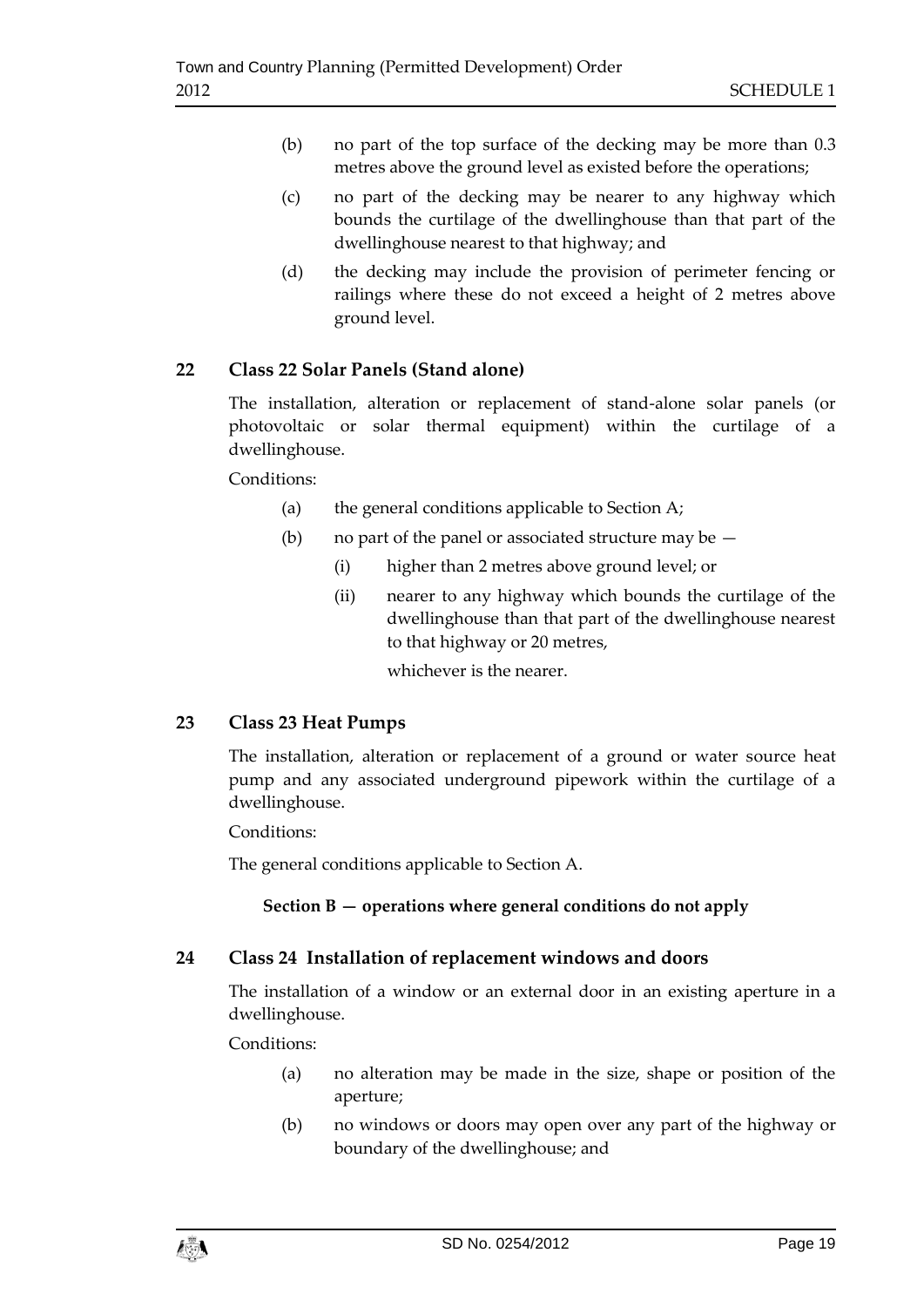(b) no part of the top surface of the decking may be more than 0.3 metres above the ground level as existed before the operations;

(c) no part of the decking may be nearer to any highway which bounds the curtilage of the dwellinghouse than that part of the dwellinghouse nearest to that highway; and

(d) the decking may include the provision of perimeter fencing or railings where these do not exceed a height of 2 metres above ground level.

## 22 Class 22 Solar Panels (Stand alone)

The installation, alteration or replacement of stand-alone solar panels (or photovoltaic or solar thermal equipment) within the curtilage of a dwellinghouse.

Conditions:

(a) the general conditions applicable to Section A;

(b) no part of the panel or associated structure may be —

(i) higher than 2 metres above ground level; or

(ii) nearer to any highway which bounds the curtilage of the dwellinghouse than that part of the dwellinghouse nearest to that highway or 20 metres,

whichever is the nearer.

## 23 Class 23 Heat Pumps

The installation, alteration or replacement of a ground or water source heat pump and any associated underground pipework within the curtilage of a dwellinghouse.

Conditions:

The general conditions applicable to Section A.

**Section B — operations where general conditions do not apply**

## 24 Class 24 Installation of replacement windows and doors

The installation of a window or an external door in an existing aperture in a dwellinghouse.

Conditions:

(a) no alteration may be made in the size, shape or position of the aperture;

(b) no windows or doors may open over any part of the highway or boundary of the dwellinghouse; and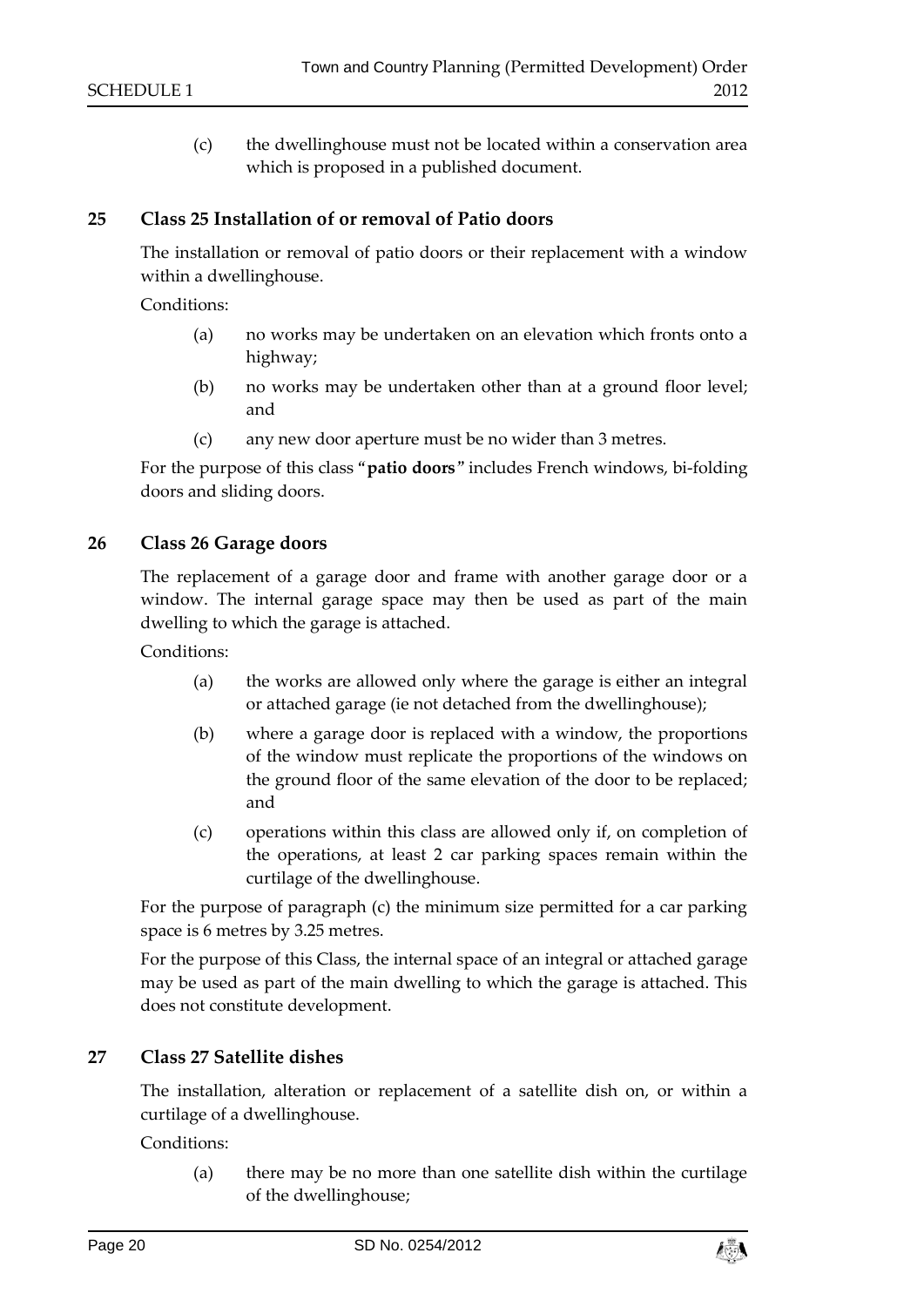(c) the dwellinghouse must not be located within a conservation area which is proposed in a published document.

## 25 Class 25 Installation of or removal of Patio doors

The installation or removal of patio doors or their replacement with a window within a dwellinghouse.

Conditions:

(a) no works may be undertaken on an elevation which fronts onto a highway;

(b) no works may be undertaken other than at a ground floor level; and

(c) any new door aperture must be no wider than 3 metres.

For the purpose of this class "**patio doors**" includes French windows, bi-folding doors and sliding doors.

## 26 Class 26 Garage doors

The replacement of a garage door and frame with another garage door or a window. The internal garage space may then be used as part of the main dwelling to which the garage is attached.

Conditions:

(a) the works are allowed only where the garage is either an integral or attached garage (ie not detached from the dwellinghouse);

(b) where a garage door is replaced with a window, the proportions of the window must replicate the proportions of the windows on the ground floor of the same elevation of the door to be replaced; and

(c) operations within this class are allowed only if, on completion of the operations, at least 2 car parking spaces remain within the curtilage of the dwellinghouse.

For the purpose of paragraph (c) the minimum size permitted for a car parking space is 6 metres by 3.25 metres.

For the purpose of this Class, the internal space of an integral or attached garage may be used as part of the main dwelling to which the garage is attached. This does not constitute development.

## 27 Class 27 Satellite dishes

The installation, alteration or replacement of a satellite dish on, or within a curtilage of a dwellinghouse.

Conditions:

(a) there may be no more than one satellite dish within the curtilage of the dwellinghouse;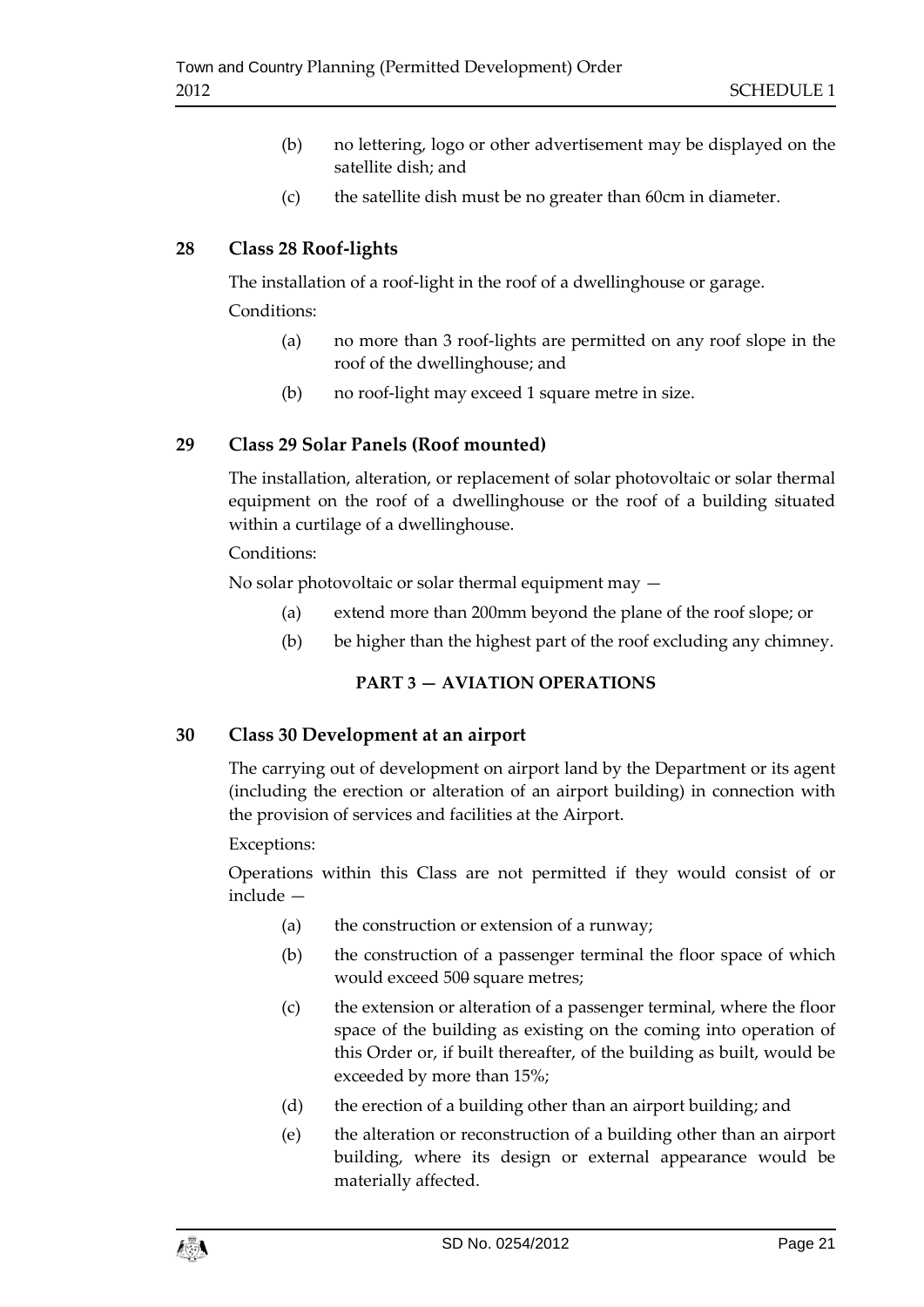(b) no lettering, logo or other advertisement may be displayed on the satellite dish; and

(c) the satellite dish must be no greater than 60cm in diameter.

## 28 Class 28 Roof-lights

The installation of a roof-light in the roof of a dwellinghouse or garage.

Conditions:

(a) no more than 3 roof-lights are permitted on any roof slope in the roof of the dwellinghouse; and

(b) no roof-light may exceed 1 square metre in size.

## 29 Class 29 Solar Panels (Roof mounted)

The installation, alteration, or replacement of solar photovoltaic or solar thermal equipment on the roof of a dwellinghouse or the roof of a building situated within a curtilage of a dwellinghouse.

Conditions:

No solar photovoltaic or solar thermal equipment may —

(a) extend more than 200mm beyond the plane of the roof slope; or

(b) be higher than the highest part of the roof excluding any chimney.

### PART 3 — AVIATION OPERATIONS

## 30 Class 30 Development at an airport

The carrying out of development on airport land by the Department or its agent (including the erection or alteration of an airport building) in connection with the provision of services and facilities at the Airport.

Exceptions:

Operations within this Class are not permitted if they would consist of or include —

(a) the construction or extension of a runway;

(b) the construction of a passenger terminal the floor space of which would exceed 500 square metres;

(c) the extension or alteration of a passenger terminal, where the floor space of the building as existing on the coming into operation of this Order or, if built thereafter, of the building as built, would be exceeded by more than 15%;

(d) the erection of a building other than an airport building; and

(e) the alteration or reconstruction of a building other than an airport building, where its design or external appearance would be materially affected.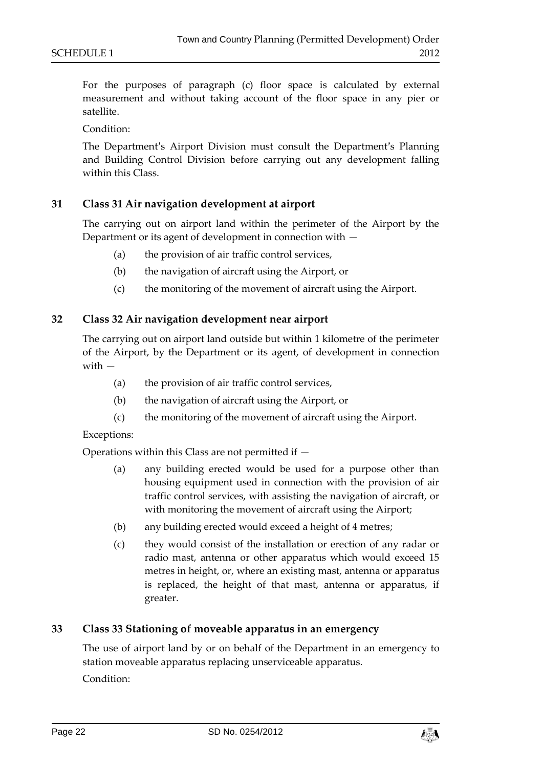For the purposes of paragraph (c) floor space is calculated by external measurement and without taking account of the floor space in any pier or satellite.

Condition:

The Department's Airport Division must consult the Department's Planning and Building Control Division before carrying out any development falling within this Class.

### 31 Class 31 Air navigation development at airport

The carrying out on airport land within the perimeter of the Airport by the Department or its agent of development in connection with —

(a) the provision of air traffic control services,

(b) the navigation of aircraft using the Airport, or

(c) the monitoring of the movement of aircraft using the Airport.

### 32 Class 32 Air navigation development near airport

The carrying out on airport land outside but within 1 kilometre of the perimeter of the Airport, by the Department or its agent, of development in connection with —

(a) the provision of air traffic control services,

(b) the navigation of aircraft using the Airport, or

(c) the monitoring of the movement of aircraft using the Airport.

Exceptions:

Operations within this Class are not permitted if —

(a) any building erected would be used for a purpose other than housing equipment used in connection with the provision of air traffic control services, with assisting the navigation of aircraft, or with monitoring the movement of aircraft using the Airport;

(b) any building erected would exceed a height of 4 metres;

(c) they would consist of the installation or erection of any radar or radio mast, antenna or other apparatus which would exceed 15 metres in height, or, where an existing mast, antenna or apparatus is replaced, the height of that mast, antenna or apparatus, if greater.

### 33 Class 33 Stationing of moveable apparatus in an emergency

The use of airport land by or on behalf of the Department in an emergency to station moveable apparatus replacing unserviceable apparatus.

Condition: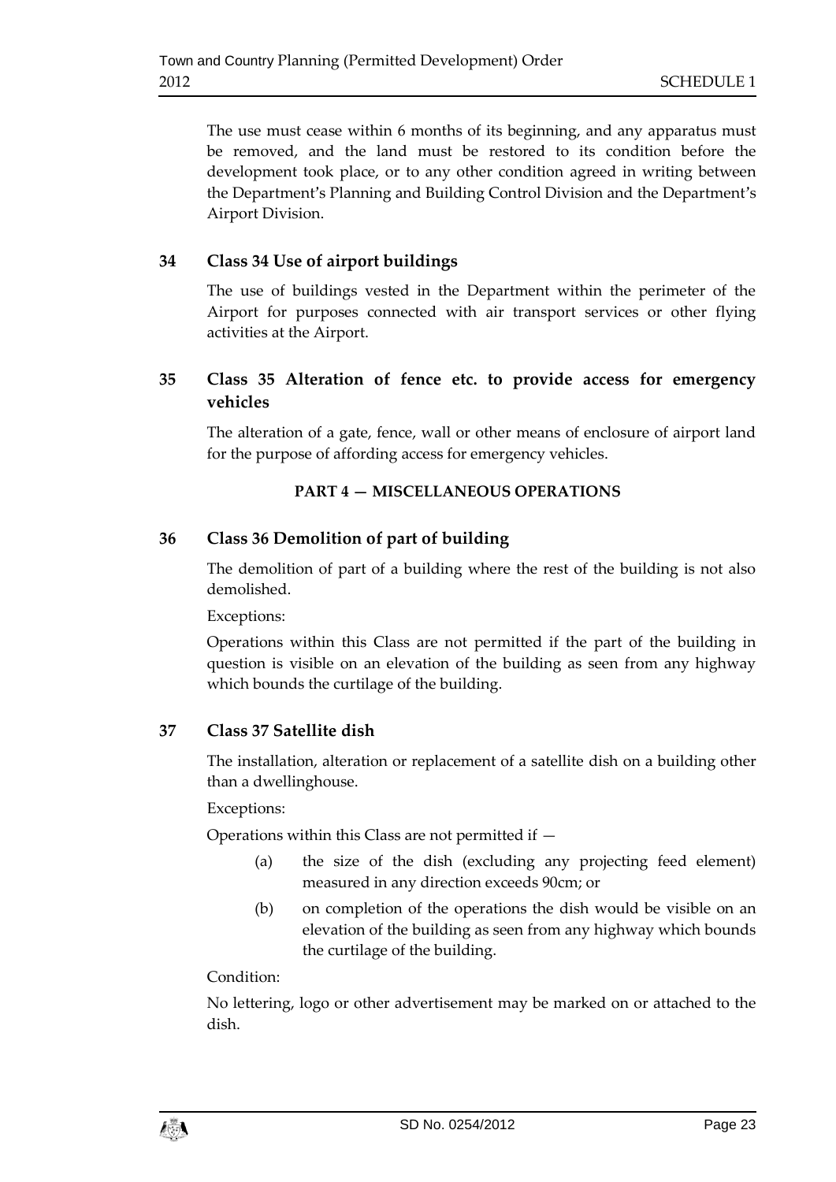The use must cease within 6 months of its beginning, and any apparatus must be removed, and the land must be restored to its condition before the development took place, or to any other condition agreed in writing between the Department's Planning and Building Control Division and the Department's Airport Division.

### 34 Class 34 Use of airport buildings

The use of buildings vested in the Department within the perimeter of the Airport for purposes connected with air transport services or other flying activities at the Airport.

### 35 Class 35 Alteration of fence etc. to provide access for emergency vehicles

The alteration of a gate, fence, wall or other means of enclosure of airport land for the purpose of affording access for emergency vehicles.

## PART 4 — MISCELLANEOUS OPERATIONS

### 36 Class 36 Demolition of part of building

The demolition of part of a building where the rest of the building is not also demolished.

Exceptions:

Operations within this Class are not permitted if the part of the building in question is visible on an elevation of the building as seen from any highway which bounds the curtilage of the building.

### 37 Class 37 Satellite dish

The installation, alteration or replacement of a satellite dish on a building other than a dwellinghouse.

Exceptions:

Operations within this Class are not permitted if —

(a) the size of the dish (excluding any projecting feed element) measured in any direction exceeds 90cm; or

(b) on completion of the operations the dish would be visible on an elevation of the building as seen from any highway which bounds the curtilage of the building.

Condition:

No lettering, logo or other advertisement may be marked on or attached to the dish.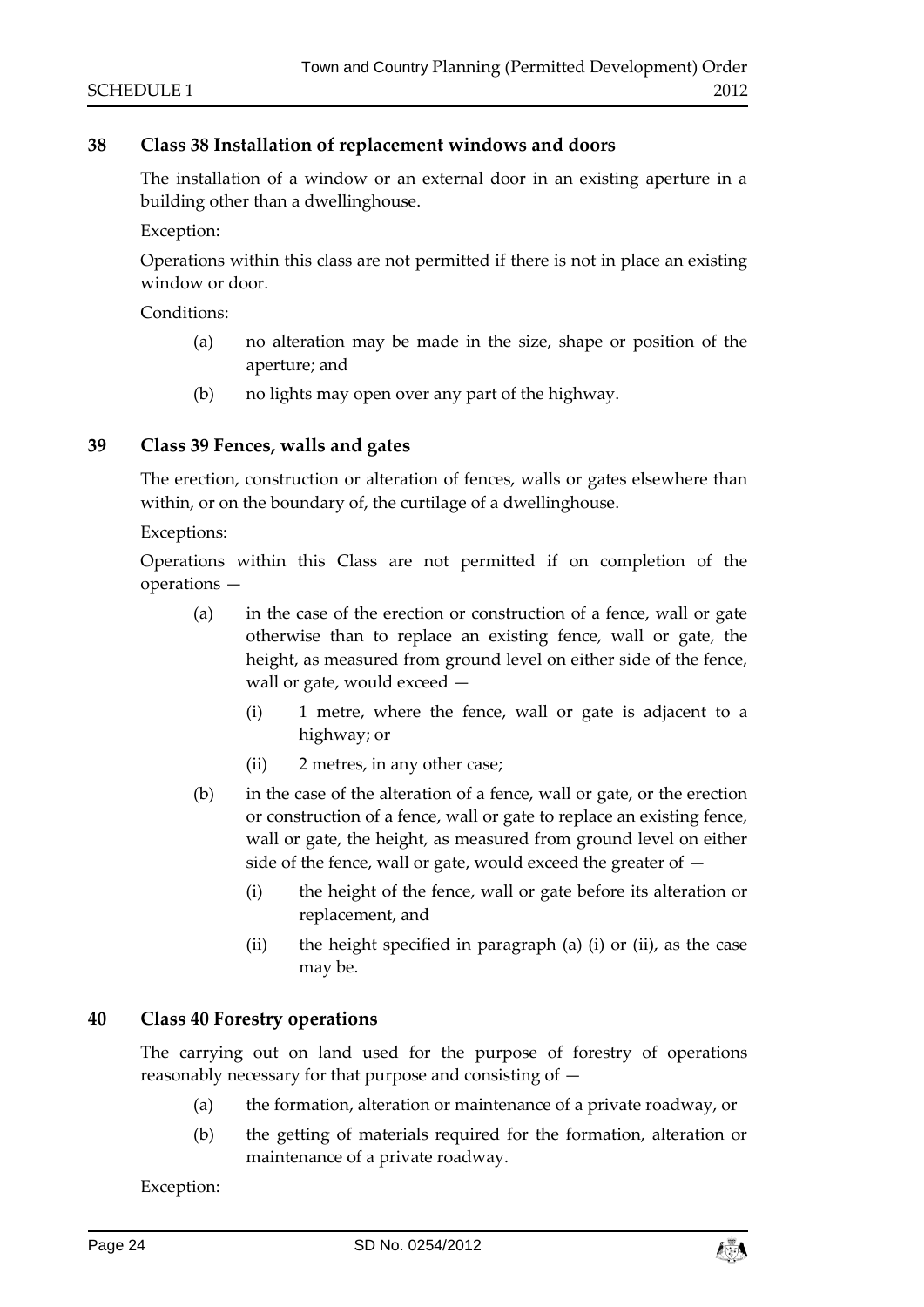## 38 Class 38 Installation of replacement windows and doors

The installation of a window or an external door in an existing aperture in a building other than a dwellinghouse.

Exception:

Operations within this class are not permitted if there is not in place an existing window or door.

Conditions:

(a) no alteration may be made in the size, shape or position of the aperture; and

(b) no lights may open over any part of the highway.

## 39 Class 39 Fences, walls and gates

The erection, construction or alteration of fences, walls or gates elsewhere than within, or on the boundary of, the curtilage of a dwellinghouse.

Exceptions:

Operations within this Class are not permitted if on completion of the operations —

(a) in the case of the erection or construction of a fence, wall or gate otherwise than to replace an existing fence, wall or gate, the height, as measured from ground level on either side of the fence, wall or gate, would exceed —

  (i) 1 metre, where the fence, wall or gate is adjacent to a highway; or

  (ii) 2 metres, in any other case;

(b) in the case of the alteration of a fence, wall or gate, or the erection or construction of a fence, wall or gate to replace an existing fence, wall or gate, the height, as measured from ground level on either side of the fence, wall or gate, would exceed the greater of —

  (i) the height of the fence, wall or gate before its alteration or replacement, and

  (ii) the height specified in paragraph (a) (i) or (ii), as the case may be.

## 40 Class 40 Forestry operations

The carrying out on land used for the purpose of forestry of operations reasonably necessary for that purpose and consisting of —

(a) the formation, alteration or maintenance of a private roadway, or

(b) the getting of materials required for the formation, alteration or maintenance of a private roadway.

Exception: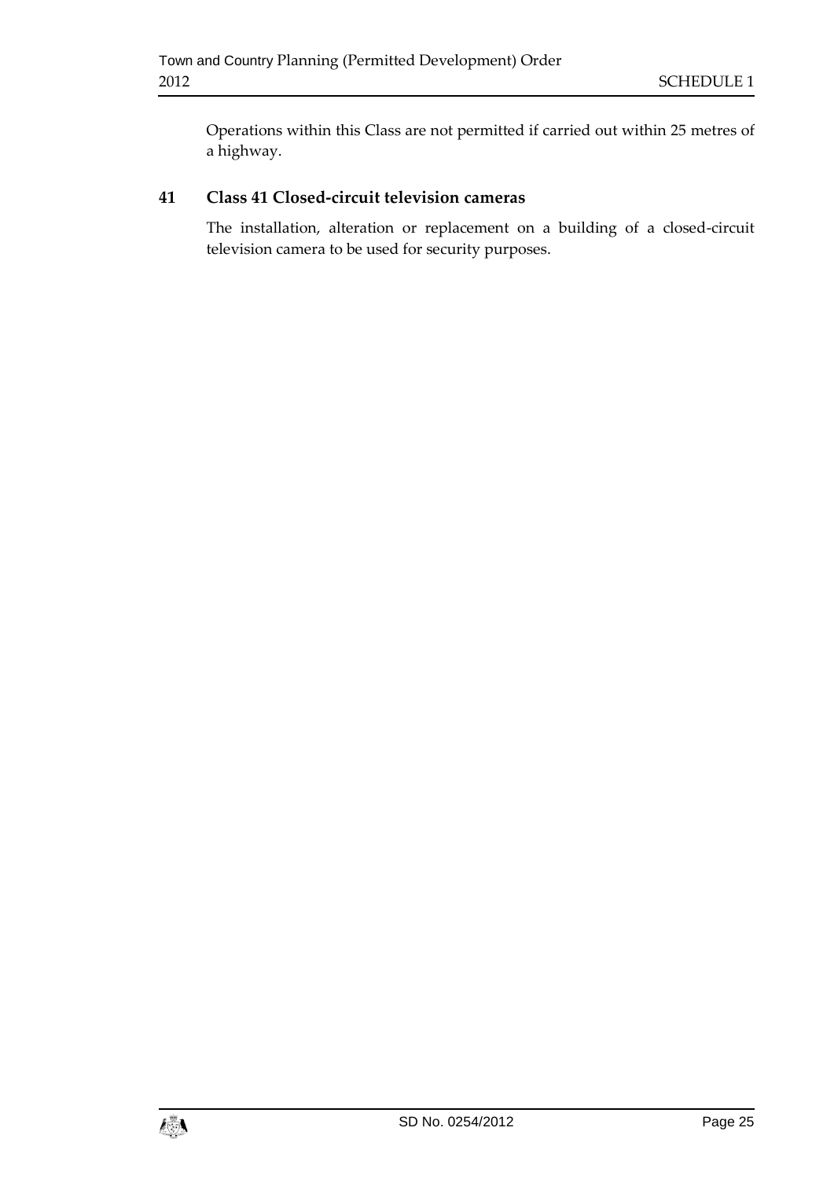Operations within this Class are not permitted if carried out within 25 metres of a highway.

## 41 Class 41 Closed-circuit television cameras

The installation, alteration or replacement on a building of a closed-circuit television camera to be used for security purposes.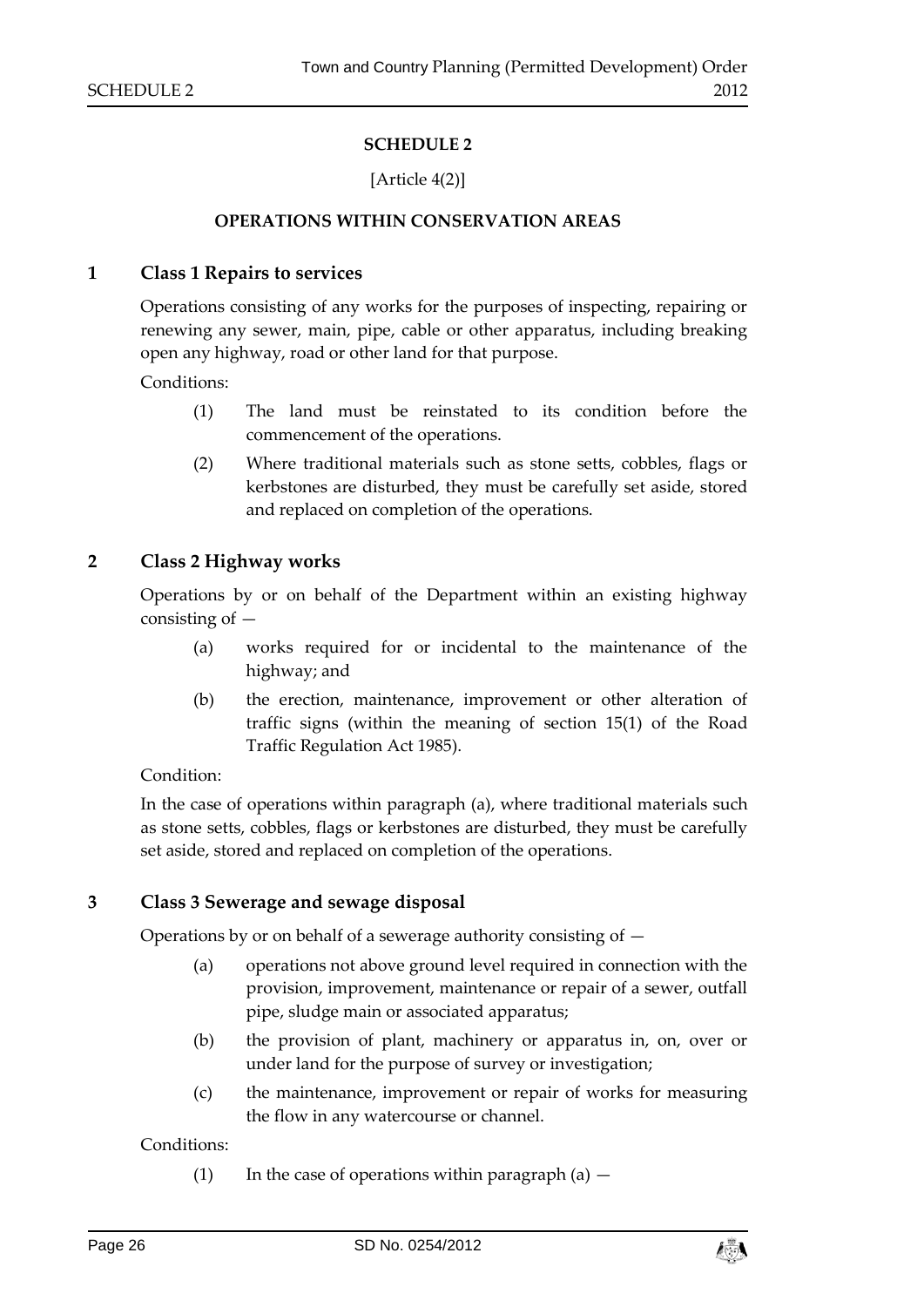**SCHEDULE 2**

[Article 4(2)]

**OPERATIONS WITHIN CONSERVATION AREAS**

## 1 Class 1 Repairs to services

Operations consisting of any works for the purposes of inspecting, repairing or renewing any sewer, main, pipe, cable or other apparatus, including breaking open any highway, road or other land for that purpose.

Conditions:

(1) The land must be reinstated to its condition before the commencement of the operations.

(2) Where traditional materials such as stone setts, cobbles, flags or kerbstones are disturbed, they must be carefully set aside, stored and replaced on completion of the operations.

## 2 Class 2 Highway works

Operations by or on behalf of the Department within an existing highway consisting of —

(a) works required for or incidental to the maintenance of the highway; and

(b) the erection, maintenance, improvement or other alteration of traffic signs (within the meaning of section 15(1) of the Road Traffic Regulation Act 1985).

Condition:

In the case of operations within paragraph (a), where traditional materials such as stone setts, cobbles, flags or kerbstones are disturbed, they must be carefully set aside, stored and replaced on completion of the operations.

## 3 Class 3 Sewerage and sewage disposal

Operations by or on behalf of a sewerage authority consisting of —

(a) operations not above ground level required in connection with the provision, improvement, maintenance or repair of a sewer, outfall pipe, sludge main or associated apparatus;

(b) the provision of plant, machinery or apparatus in, on, over or under land for the purpose of survey or investigation;

(c) the maintenance, improvement or repair of works for measuring the flow in any watercourse or channel.

Conditions:

(1) In the case of operations within paragraph (a) —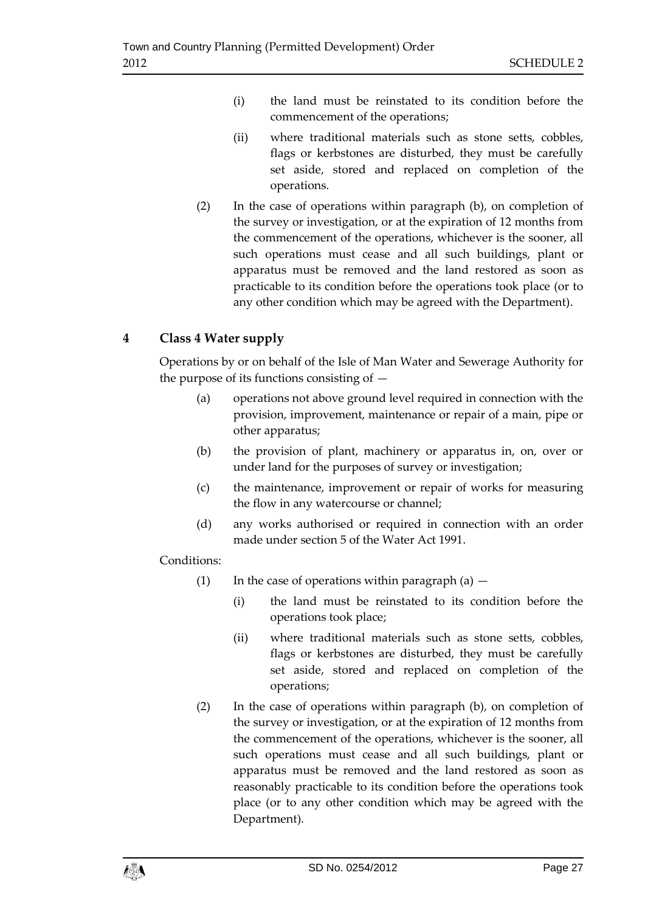(i) the land must be reinstated to its condition before the commencement of the operations;

(ii) where traditional materials such as stone setts, cobbles, flags or kerbstones are disturbed, they must be carefully set aside, stored and replaced on completion of the operations.

(2) In the case of operations within paragraph (b), on completion of the survey or investigation, or at the expiration of 12 months from the commencement of the operations, whichever is the sooner, all such operations must cease and all such buildings, plant or apparatus must be removed and the land restored as soon as practicable to its condition before the operations took place (or to any other condition which may be agreed with the Department).

## 4 Class 4 Water supply

Operations by or on behalf of the Isle of Man Water and Sewerage Authority for the purpose of its functions consisting of —

(a) operations not above ground level required in connection with the provision, improvement, maintenance or repair of a main, pipe or other apparatus;

(b) the provision of plant, machinery or apparatus in, on, over or under land for the purposes of survey or investigation;

(c) the maintenance, improvement or repair of works for measuring the flow in any watercourse or channel;

(d) any works authorised or required in connection with an order made under section 5 of the Water Act 1991.

Conditions:

(1) In the case of operations within paragraph (a) —

(i) the land must be reinstated to its condition before the operations took place;

(ii) where traditional materials such as stone setts, cobbles, flags or kerbstones are disturbed, they must be carefully set aside, stored and replaced on completion of the operations;

(2) In the case of operations within paragraph (b), on completion of the survey or investigation, or at the expiration of 12 months from the commencement of the operations, whichever is the sooner, all such operations must cease and all such buildings, plant or apparatus must be removed and the land restored as soon as reasonably practicable to its condition before the operations took place (or to any other condition which may be agreed with the Department).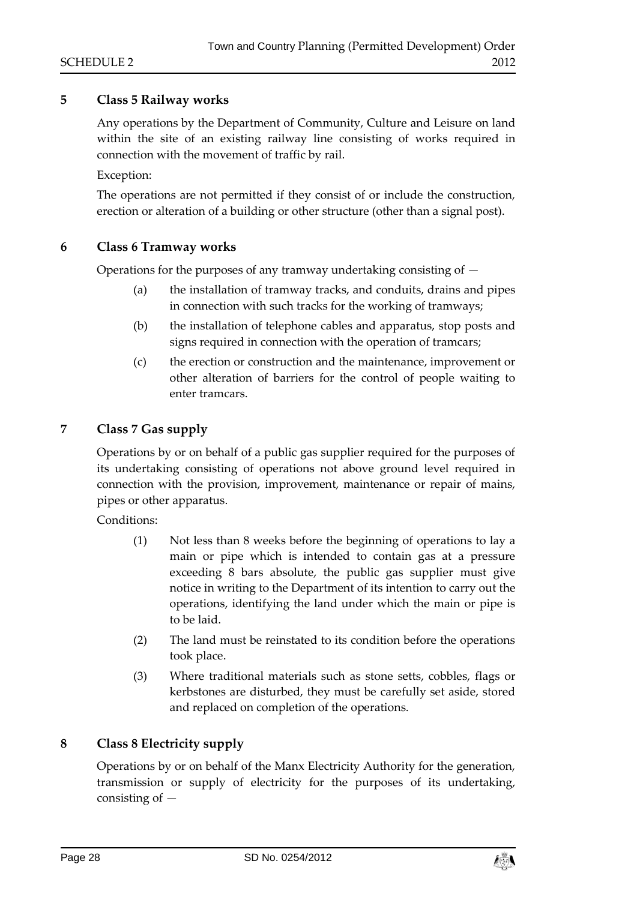## 5 Class 5 Railway works

Any operations by the Department of Community, Culture and Leisure on land within the site of an existing railway line consisting of works required in connection with the movement of traffic by rail.

Exception:

The operations are not permitted if they consist of or include the construction, erection or alteration of a building or other structure (other than a signal post).

## 6 Class 6 Tramway works

Operations for the purposes of any tramway undertaking consisting of —

(a) the installation of tramway tracks, and conduits, drains and pipes in connection with such tracks for the working of tramways;

(b) the installation of telephone cables and apparatus, stop posts and signs required in connection with the operation of tramcars;

(c) the erection or construction and the maintenance, improvement or other alteration of barriers for the control of people waiting to enter tramcars.

## 7 Class 7 Gas supply

Operations by or on behalf of a public gas supplier required for the purposes of its undertaking consisting of operations not above ground level required in connection with the provision, improvement, maintenance or repair of mains, pipes or other apparatus.

Conditions:

(1) Not less than 8 weeks before the beginning of operations to lay a main or pipe which is intended to contain gas at a pressure exceeding 8 bars absolute, the public gas supplier must give notice in writing to the Department of its intention to carry out the operations, identifying the land under which the main or pipe is to be laid.

(2) The land must be reinstated to its condition before the operations took place.

(3) Where traditional materials such as stone setts, cobbles, flags or kerbstones are disturbed, they must be carefully set aside, stored and replaced on completion of the operations.

## 8 Class 8 Electricity supply

Operations by or on behalf of the Manx Electricity Authority for the generation, transmission or supply of electricity for the purposes of its undertaking, consisting of —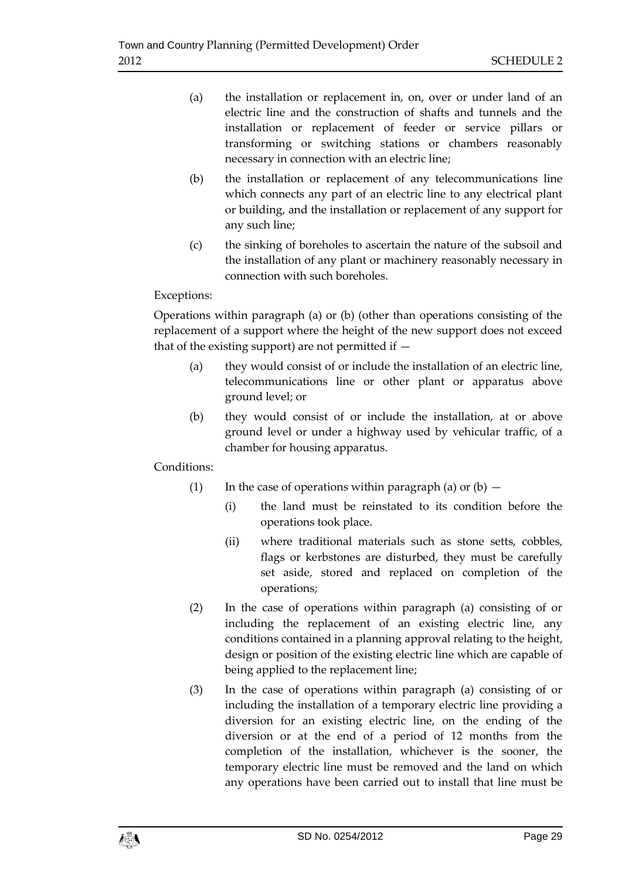(a) the installation or replacement in, on, over or under land of an electric line and the construction of shafts and tunnels and the installation or replacement of feeder or service pillars or transforming or switching stations or chambers reasonably necessary in connection with an electric line;

(b) the installation or replacement of any telecommunications line which connects any part of an electric line to any electrical plant or building, and the installation or replacement of any support for any such line;

(c) the sinking of boreholes to ascertain the nature of the subsoil and the installation of any plant or machinery reasonably necessary in connection with such boreholes.

Exceptions:

Operations within paragraph (a) or (b) (other than operations consisting of the replacement of a support where the height of the new support does not exceed that of the existing support) are not permitted if —

(a) they would consist of or include the installation of an electric line, telecommunications line or other plant or apparatus above ground level; or

(b) they would consist of or include the installation, at or above ground level or under a highway used by vehicular traffic, of a chamber for housing apparatus.

Conditions:

(1) In the case of operations within paragraph (a) or (b) —

(i) the land must be reinstated to its condition before the operations took place.

(ii) where traditional materials such as stone setts, cobbles, flags or kerbstones are disturbed, they must be carefully set aside, stored and replaced on completion of the operations;

(2) In the case of operations within paragraph (a) consisting of or including the replacement of an existing electric line, any conditions contained in a planning approval relating to the height, design or position of the existing electric line which are capable of being applied to the replacement line;

(3) In the case of operations within paragraph (a) consisting of or including the installation of a temporary electric line providing a diversion for an existing electric line, on the ending of the diversion or at the end of a period of 12 months from the completion of the installation, whichever is the sooner, the temporary electric line must be removed and the land on which any operations have been carried out to install that line must be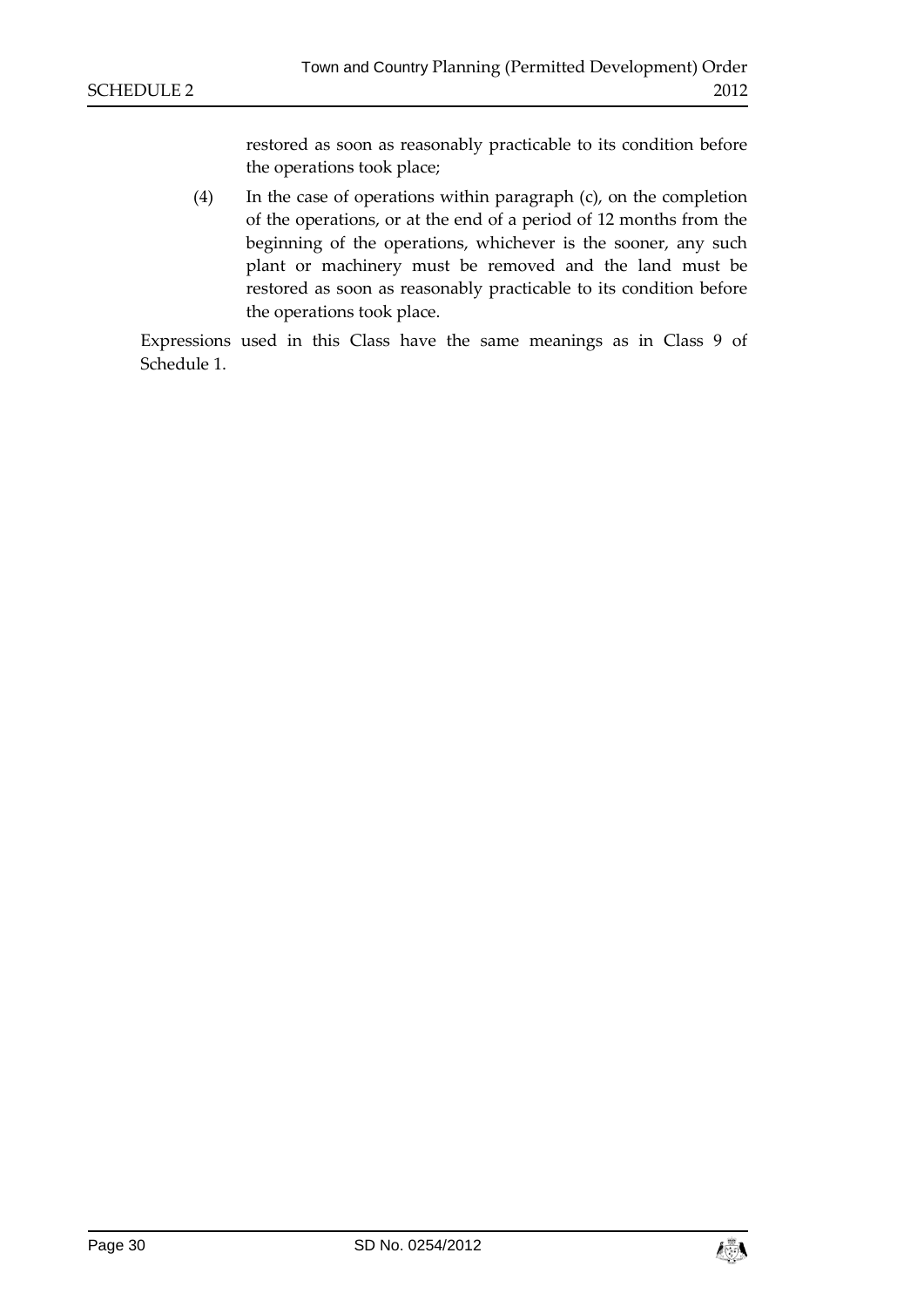restored as soon as reasonably practicable to its condition before the operations took place;

(4) In the case of operations within paragraph (c), on the completion of the operations, or at the end of a period of 12 months from the beginning of the operations, whichever is the sooner, any such plant or machinery must be removed and the land must be restored as soon as reasonably practicable to its condition before the operations took place.

Expressions used in this Class have the same meanings as in Class 9 of Schedule 1.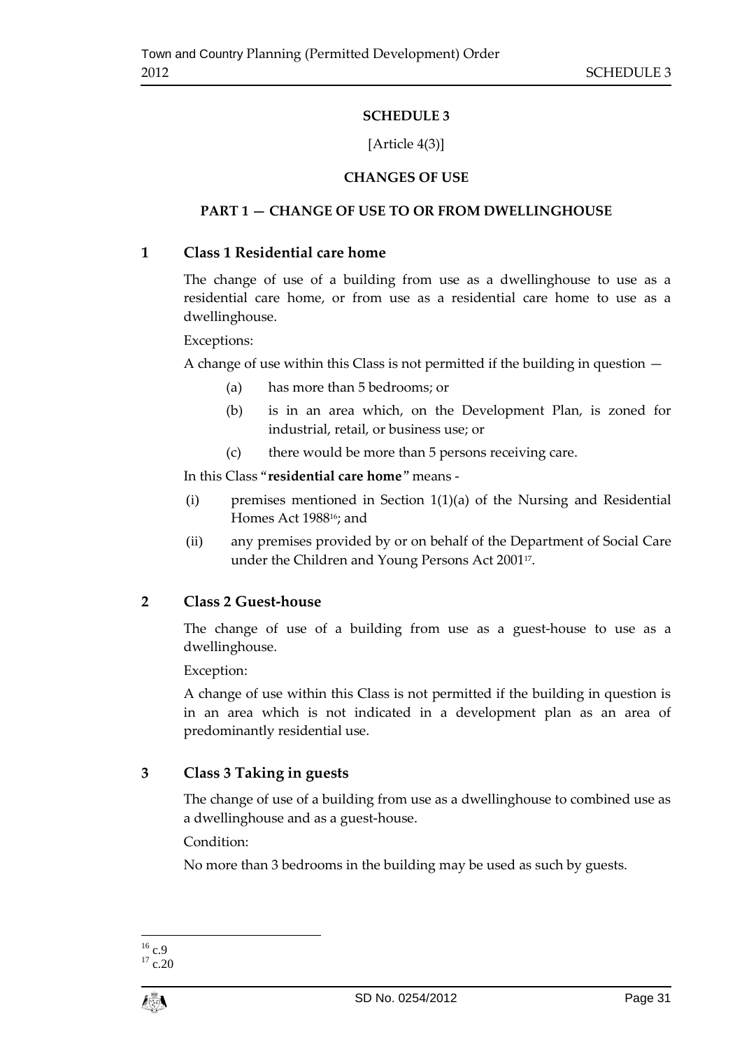## SCHEDULE 3

[Article 4(3)]

## CHANGES OF USE

### PART 1 — CHANGE OF USE TO OR FROM DWELLINGHOUSE

### 1 Class 1 Residential care home

The change of use of a building from use as a dwellinghouse to use as a residential care home, or from use as a residential care home to use as a dwellinghouse.

Exceptions:

A change of use within this Class is not permitted if the building in question —

(a) has more than 5 bedrooms; or

(b) is in an area which, on the Development Plan, is zoned for industrial, retail, or business use; or

(c) there would be more than 5 persons receiving care.

In this Class "**residential care home**" means -

(i) premises mentioned in Section 1(1)(a) of the Nursing and Residential Homes Act 1988[16]; and

(ii) any premises provided by or on behalf of the Department of Social Care under the Children and Young Persons Act 2001[17].

### 2 Class 2 Guest-house

The change of use of a building from use as a guest-house to use as a dwellinghouse.

Exception:

A change of use within this Class is not permitted if the building in question is in an area which is not indicated in a development plan as an area of predominantly residential use.

### 3 Class 3 Taking in guests

The change of use of a building from use as a dwellinghouse to combined use as a dwellinghouse and as a guest-house.

Condition:

No more than 3 bedrooms in the building may be used as such by guests.

---

[16] c.9

[17] c.20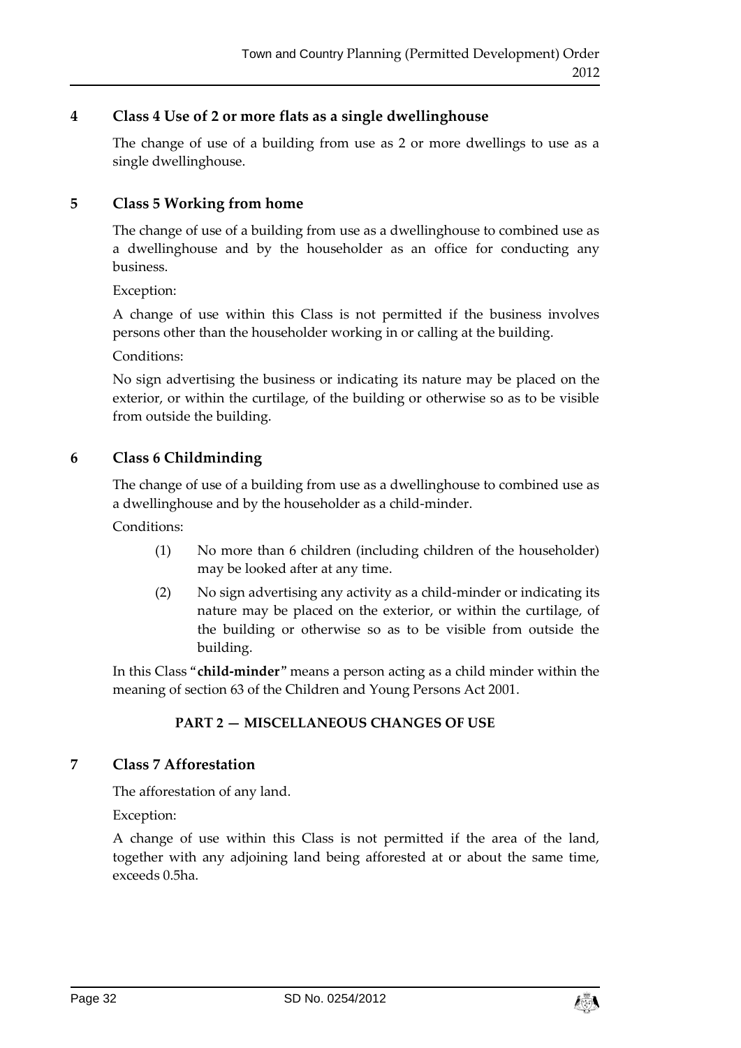## 4 Class 4 Use of 2 or more flats as a single dwellinghouse

The change of use of a building from use as 2 or more dwellings to use as a single dwellinghouse.

## 5 Class 5 Working from home

The change of use of a building from use as a dwellinghouse to combined use as a dwellinghouse and by the householder as an office for conducting any business.

Exception:

A change of use within this Class is not permitted if the business involves persons other than the householder working in or calling at the building.

Conditions:

No sign advertising the business or indicating its nature may be placed on the exterior, or within the curtilage, of the building or otherwise so as to be visible from outside the building.

## 6 Class 6 Childminding

The change of use of a building from use as a dwellinghouse to combined use as a dwellinghouse and by the householder as a child-minder.

Conditions:

(1) No more than 6 children (including children of the householder) may be looked after at any time.

(2) No sign advertising any activity as a child-minder or indicating its nature may be placed on the exterior, or within the curtilage, of the building or otherwise so as to be visible from outside the building.

In this Class "**child-minder**" means a person acting as a child minder within the meaning of section 63 of the Children and Young Persons Act 2001.

### PART 2 — MISCELLANEOUS CHANGES OF USE

## 7 Class 7 Afforestation

The afforestation of any land.

Exception:

A change of use within this Class is not permitted if the area of the land, together with any adjoining land being afforested at or about the same time, exceeds 0.5ha.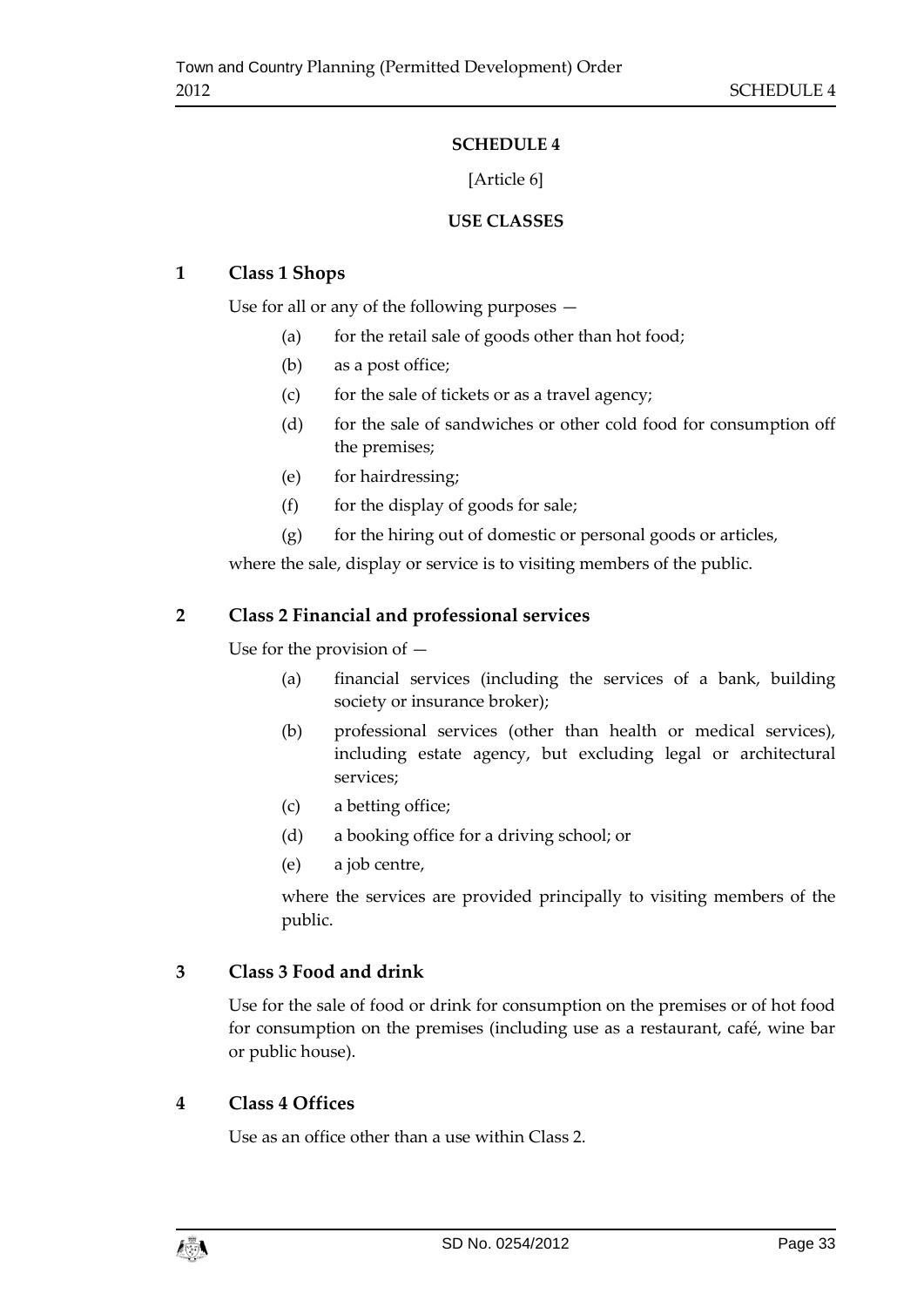# SCHEDULE 4

[Article 6]

## USE CLASSES

### 1 Class 1 Shops

Use for all or any of the following purposes —

- (a) for the retail sale of goods other than hot food;
- (b) as a post office;
- (c) for the sale of tickets or as a travel agency;
- (d) for the sale of sandwiches or other cold food for consumption off the premises;
- (e) for hairdressing;
- (f) for the display of goods for sale;
- (g) for the hiring out of domestic or personal goods or articles,

where the sale, display or service is to visiting members of the public.

### 2 Class 2 Financial and professional services

Use for the provision of —

- (a) financial services (including the services of a bank, building society or insurance broker);
- (b) professional services (other than health or medical services), including estate agency, but excluding legal or architectural services;
- (c) a betting office;
- (d) a booking office for a driving school; or
- (e) a job centre,

where the services are provided principally to visiting members of the public.

### 3 Class 3 Food and drink

Use for the sale of food or drink for consumption on the premises or of hot food for consumption on the premises (including use as a restaurant, café, wine bar or public house).

### 4 Class 4 Offices

Use as an office other than a use within Class 2.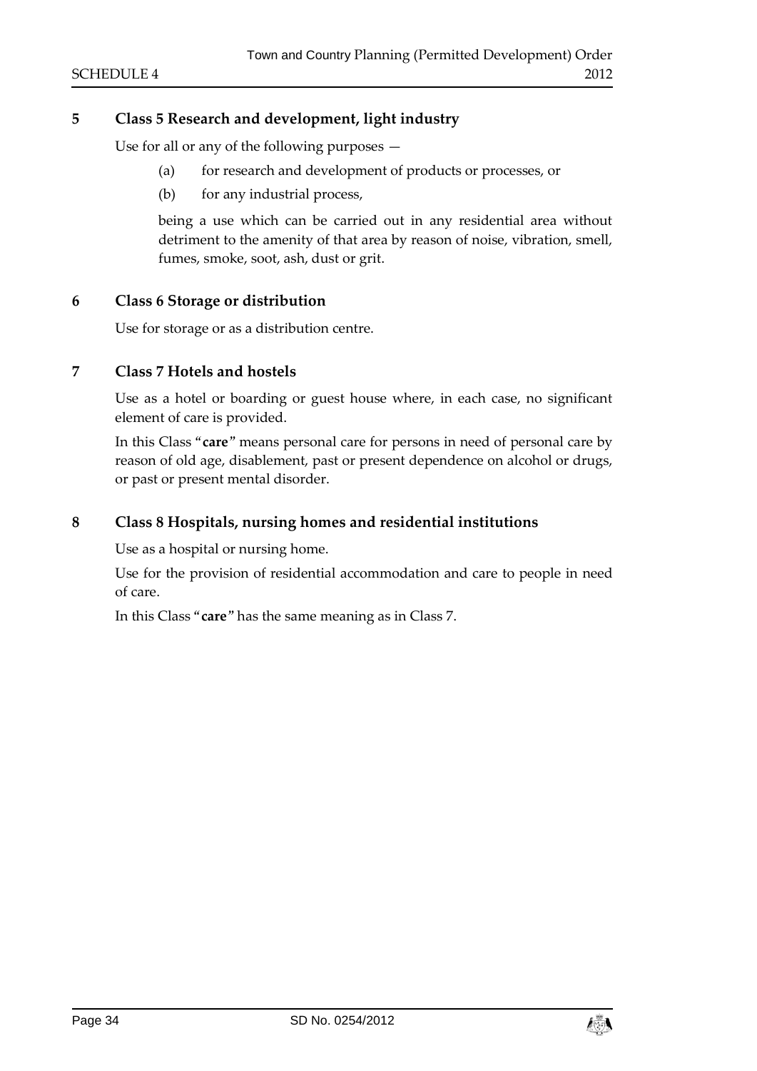## 5 Class 5 Research and development, light industry

Use for all or any of the following purposes —

(a) for research and development of products or processes, or

(b) for any industrial process,

being a use which can be carried out in any residential area without detriment to the amenity of that area by reason of noise, vibration, smell, fumes, smoke, soot, ash, dust or grit.

## 6 Class 6 Storage or distribution

Use for storage or as a distribution centre.

## 7 Class 7 Hotels and hostels

Use as a hotel or boarding or guest house where, in each case, no significant element of care is provided.

In this Class "**care**" means personal care for persons in need of personal care by reason of old age, disablement, past or present dependence on alcohol or drugs, or past or present mental disorder.

## 8 Class 8 Hospitals, nursing homes and residential institutions

Use as a hospital or nursing home.

Use for the provision of residential accommodation and care to people in need of care.

In this Class "**care**" has the same meaning as in Class 7.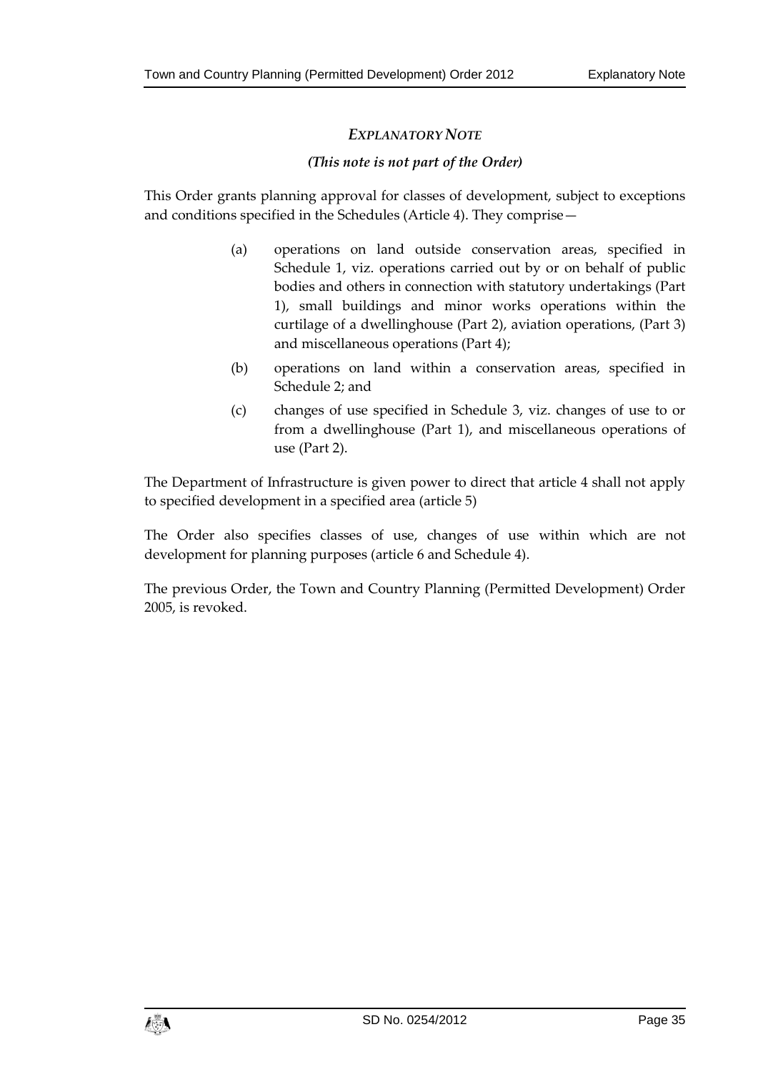## *EXPLANATORY NOTE*

***(This note is not part of the Order)***

This Order grants planning approval for classes of development, subject to exceptions and conditions specified in the Schedules (Article 4). They comprise—

(a) operations on land outside conservation areas, specified in Schedule 1, viz. operations carried out by or on behalf of public bodies and others in connection with statutory undertakings (Part 1), small buildings and minor works operations within the curtilage of a dwellinghouse (Part 2), aviation operations, (Part 3) and miscellaneous operations (Part 4);

(b) operations on land within a conservation areas, specified in Schedule 2; and

(c) changes of use specified in Schedule 3, viz. changes of use to or from a dwellinghouse (Part 1), and miscellaneous operations of use (Part 2).

The Department of Infrastructure is given power to direct that article 4 shall not apply to specified development in a specified area (article 5)

The Order also specifies classes of use, changes of use within which are not development for planning purposes (article 6 and Schedule 4).

The previous Order, the Town and Country Planning (Permitted Development) Order 2005, is revoked.